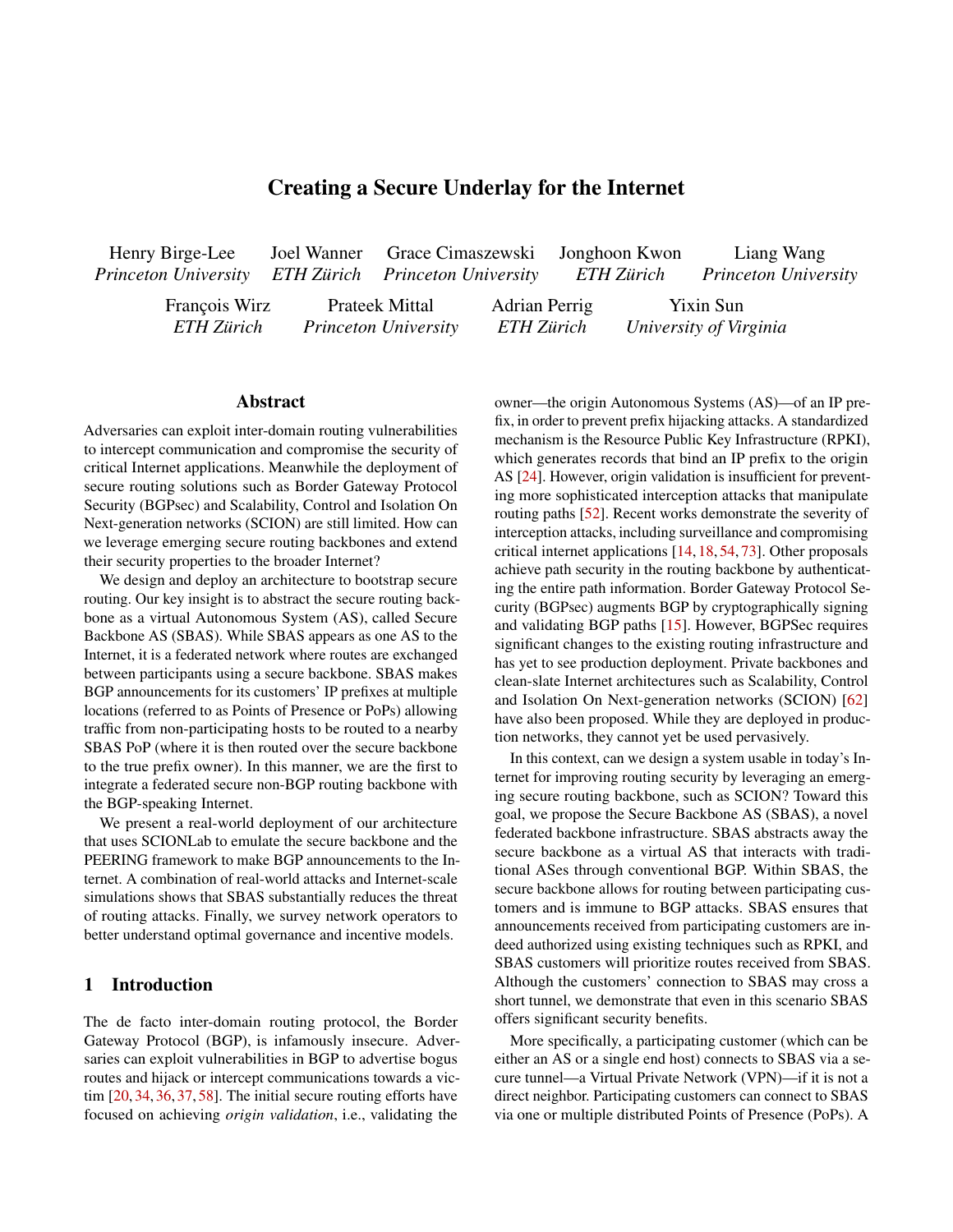# Creating a Secure Underlay for the Internet

Henry Birge-Lee, *Princeton University*
Joel Wanner, *ETH Zürich*
Grace Cimaszewski, *Princeton University*
Jonghoon Kwon, *ETH Zürich*
Liang Wang, *Princeton University*
François Wirz, *ETH Zürich*
Prateek Mittal, *Princeton University*
Adrian Perrig, *ETH Zürich*
Yixin Sun, *University of Virginia*

## Abstract

Adversaries can exploit inter-domain routing vulnerabilities to intercept communication and compromise the security of critical Internet applications. Meanwhile the deployment of secure routing solutions such as Border Gateway Protocol Security (BGPsec) and Scalability, Control and Isolation On Next-generation networks (SCION) are still limited. How can we leverage emerging secure routing backbones and extend their security properties to the broader Internet?

We design and deploy an architecture to bootstrap secure routing. Our key insight is to abstract the secure routing backbone as a virtual Autonomous System (AS), called Secure Backbone AS (SBAS). While SBAS appears as one AS to the Internet, it is a federated network where routes are exchanged between participants using a secure backbone. SBAS makes BGP announcements for its customers' IP prefixes at multiple locations (referred to as Points of Presence or PoPs) allowing traffic from non-participating hosts to be routed to a nearby SBAS PoP (where it is then routed over the secure backbone to the true prefix owner). In this manner, we are the first to integrate a federated secure non-BGP routing backbone with the BGP-speaking Internet.

We present a real-world deployment of our architecture that uses SCIONLab to emulate the secure backbone and the PEERING framework to make BGP announcements to the Internet. A combination of real-world attacks and Internet-scale simulations shows that SBAS substantially reduces the threat of routing attacks. Finally, we survey network operators to better understand optimal governance and incentive models.

## 1 Introduction

The de facto inter-domain routing protocol, the Border Gateway Protocol (BGP), is infamously insecure. Adversaries can exploit vulnerabilities in BGP to advertise bogus routes and hijack or intercept communications towards a victim [20, 34, 36, 37, 58]. The initial secure routing efforts have focused on achieving *origin validation*, i.e., validating the owner—the origin Autonomous Systems (AS)—of an IP prefix, in order to prevent prefix hijacking attacks. A standardized mechanism is the Resource Public Key Infrastructure (RPKI), which generates records that bind an IP prefix to the origin AS [24]. However, origin validation is insufficient for preventing more sophisticated interception attacks that manipulate routing paths [52]. Recent works demonstrate the severity of interception attacks, including surveillance and compromising critical internet applications [14, 18, 54, 73]. Other proposals achieve path security in the routing backbone by authenticating the entire path information. Border Gateway Protocol Security (BGPsec) augments BGP by cryptographically signing and validating BGP paths [15]. However, BGPSec requires significant changes to the existing routing infrastructure and has yet to see production deployment. Private backbones and clean-slate Internet architectures such as Scalability, Control and Isolation On Next-generation networks (SCION) [62] have also been proposed. While they are deployed in production networks, they cannot yet be used pervasively.

In this context, can we design a system usable in today's Internet for improving routing security by leveraging an emerging secure routing backbone, such as SCION? Toward this goal, we propose the Secure Backbone AS (SBAS), a novel federated backbone infrastructure. SBAS abstracts away the secure backbone as a virtual AS that interacts with traditional ASes through conventional BGP. Within SBAS, the secure backbone allows for routing between participating customers and is immune to BGP attacks. SBAS ensures that announcements received from participating customers are indeed authorized using existing techniques such as RPKI, and SBAS customers will prioritize routes received from SBAS. Although the customers' connection to SBAS may cross a short tunnel, we demonstrate that even in this scenario SBAS offers significant security benefits.

More specifically, a participating customer (which can be either an AS or a single end host) connects to SBAS via a secure tunnel—a Virtual Private Network (VPN)—if it is not a direct neighbor. Participating customers can connect to SBAS via one or multiple distributed Points of Presence (PoPs). A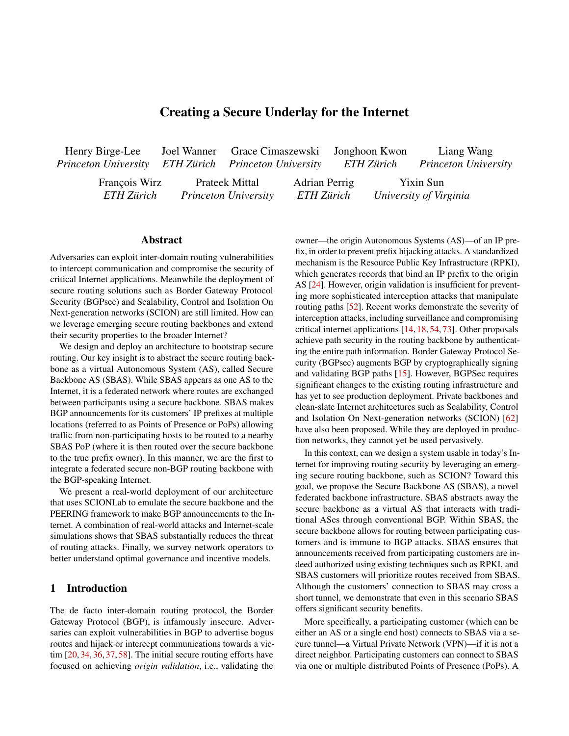# Creating a Secure Underlay for the Internet

Henry Birge-Lee
*Princeton University*

Joel Wanner
*ETH Zürich*

Grace Cimaszewski
*Princeton University*

Jonghoon Kwon
*ETH Zürich*

Liang Wang
*Princeton University*

François Wirz
*ETH Zürich*

Prateek Mittal
*Princeton University*

Adrian Perrig
*ETH Zürich*

Yixin Sun
*University of Virginia*

## Abstract

Adversaries can exploit inter-domain routing vulnerabilities to intercept communication and compromise the security of critical Internet applications. Meanwhile the deployment of secure routing solutions such as Border Gateway Protocol Security (BGPsec) and Scalability, Control and Isolation On Next-generation networks (SCION) are still limited. How can we leverage emerging secure routing backbones and extend their security properties to the broader Internet?

We design and deploy an architecture to bootstrap secure routing. Our key insight is to abstract the secure routing backbone as a virtual Autonomous System (AS), called Secure Backbone AS (SBAS). While SBAS appears as one AS to the Internet, it is a federated network where routes are exchanged between participants using a secure backbone. SBAS makes BGP announcements for its customers' IP prefixes at multiple locations (referred to as Points of Presence or PoPs) allowing traffic from non-participating hosts to be routed to a nearby SBAS PoP (where it is then routed over the secure backbone to the true prefix owner). In this manner, we are the first to integrate a federated secure non-BGP routing backbone with the BGP-speaking Internet.

We present a real-world deployment of our architecture that uses SCIONLab to emulate the secure backbone and the PEERING framework to make BGP announcements to the Internet. A combination of real-world attacks and Internet-scale simulations shows that SBAS substantially reduces the threat of routing attacks. Finally, we survey network operators to better understand optimal governance and incentive models.

## 1 Introduction

The de facto inter-domain routing protocol, the Border Gateway Protocol (BGP), is infamously insecure. Adversaries can exploit vulnerabilities in BGP to advertise bogus routes and hijack or intercept communications towards a victim [20, 34, 36, 37, 58]. The initial secure routing efforts have focused on achieving *origin validation*, i.e., validating the owner—the origin Autonomous Systems (AS)—of an IP prefix, in order to prevent prefix hijacking attacks. A standardized mechanism is the Resource Public Key Infrastructure (RPKI), which generates records that bind an IP prefix to the origin AS [24]. However, origin validation is insufficient for preventing more sophisticated interception attacks that manipulate routing paths [52]. Recent works demonstrate the severity of interception attacks, including surveillance and compromising critical internet applications [14, 18, 54, 73]. Other proposals achieve path security in the routing backbone by authenticating the entire path information. Border Gateway Protocol Security (BGPsec) augments BGP by cryptographically signing and validating BGP paths [15]. However, BGPSec requires significant changes to the existing routing infrastructure and has yet to see production deployment. Private backbones and clean-slate Internet architectures such as Scalability, Control and Isolation On Next-generation networks (SCION) [62] have also been proposed. While they are deployed in production networks, they cannot yet be used pervasively.

In this context, can we design a system usable in today's Internet for improving routing security by leveraging an emerging secure routing backbone, such as SCION? Toward this goal, we propose the Secure Backbone AS (SBAS), a novel federated backbone infrastructure. SBAS abstracts away the secure backbone as a virtual AS that interacts with traditional ASes through conventional BGP. Within SBAS, the secure backbone allows for routing between participating customers and is immune to BGP attacks. SBAS ensures that announcements received from participating customers are indeed authorized using existing techniques such as RPKI, and SBAS customers will prioritize routes received from SBAS. Although the customers' connection to SBAS may cross a short tunnel, we demonstrate that even in this scenario SBAS offers significant security benefits.

More specifically, a participating customer (which can be either an AS or a single end host) connects to SBAS via a secure tunnel—a Virtual Private Network (VPN)—if it is not a direct neighbor. Participating customers can connect to SBAS via one or multiple distributed Points of Presence (PoPs). A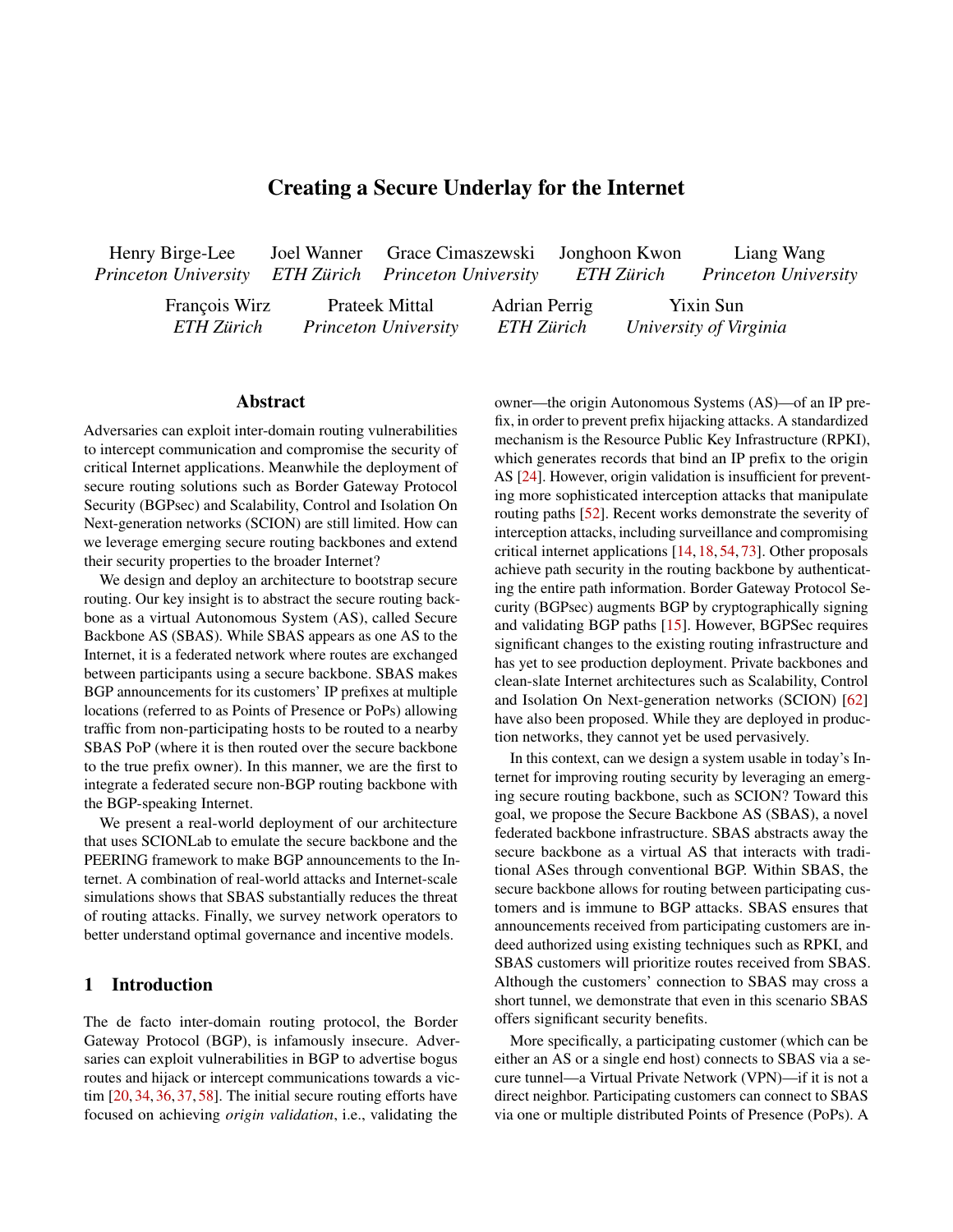# Creating a Secure Underlay for the Internet

Henry Birge-Lee *Princeton University*, Joel Wanner *ETH Zürich*, Grace Cimaszewski *Princeton University*, Jonghoon Kwon *ETH Zürich*, Liang Wang *Princeton University*, François Wirz *ETH Zürich*, Prateek Mittal *Princeton University*, Adrian Perrig *ETH Zürich*, Yixin Sun *University of Virginia*

## Abstract

Adversaries can exploit inter-domain routing vulnerabilities to intercept communication and compromise the security of critical Internet applications. Meanwhile the deployment of secure routing solutions such as Border Gateway Protocol Security (BGPsec) and Scalability, Control and Isolation On Next-generation networks (SCION) are still limited. How can we leverage emerging secure routing backbones and extend their security properties to the broader Internet?

We design and deploy an architecture to bootstrap secure routing. Our key insight is to abstract the secure routing backbone as a virtual Autonomous System (AS), called Secure Backbone AS (SBAS). While SBAS appears as one AS to the Internet, it is a federated network where routes are exchanged between participants using a secure backbone. SBAS makes BGP announcements for its customers' IP prefixes at multiple locations (referred to as Points of Presence or PoPs) allowing traffic from non-participating hosts to be routed to a nearby SBAS PoP (where it is then routed over the secure backbone to the true prefix owner). In this manner, we are the first to integrate a federated secure non-BGP routing backbone with the BGP-speaking Internet.

We present a real-world deployment of our architecture that uses SCIONLab to emulate the secure backbone and the PEERING framework to make BGP announcements to the Internet. A combination of real-world attacks and Internet-scale simulations shows that SBAS substantially reduces the threat of routing attacks. Finally, we survey network operators to better understand optimal governance and incentive models.

## 1 Introduction

The de facto inter-domain routing protocol, the Border Gateway Protocol (BGP), is infamously insecure. Adversaries can exploit vulnerabilities in BGP to advertise bogus routes and hijack or intercept communications towards a victim [20, 34, 36, 37, 58]. The initial secure routing efforts have focused on achieving *origin validation*, i.e., validating the owner—the origin Autonomous Systems (AS)—of an IP prefix, in order to prevent prefix hijacking attacks. A standardized mechanism is the Resource Public Key Infrastructure (RPKI), which generates records that bind an IP prefix to the origin AS [24]. However, origin validation is insufficient for preventing more sophisticated interception attacks that manipulate routing paths [52]. Recent works demonstrate the severity of interception attacks, including surveillance and compromising critical internet applications [14, 18, 54, 73]. Other proposals achieve path security in the routing backbone by authenticating the entire path information. Border Gateway Protocol Security (BGPsec) augments BGP by cryptographically signing and validating BGP paths [15]. However, BGPSec requires significant changes to the existing routing infrastructure and has yet to see production deployment. Private backbones and clean-slate Internet architectures such as Scalability, Control and Isolation On Next-generation networks (SCION) [62] have also been proposed. While they are deployed in production networks, they cannot yet be used pervasively.

In this context, can we design a system usable in today's Internet for improving routing security by leveraging an emerging secure routing backbone, such as SCION? Toward this goal, we propose the Secure Backbone AS (SBAS), a novel federated backbone infrastructure. SBAS abstracts away the secure backbone as a virtual AS that interacts with traditional ASes through conventional BGP. Within SBAS, the secure backbone allows for routing between participating customers and is immune to BGP attacks. SBAS ensures that announcements received from participating customers are indeed authorized using existing techniques such as RPKI, and SBAS customers will prioritize routes received from SBAS. Although the customers' connection to SBAS may cross a short tunnel, we demonstrate that even in this scenario SBAS offers significant security benefits.

More specifically, a participating customer (which can be either an AS or a single end host) connects to SBAS via a secure tunnel—a Virtual Private Network (VPN)—if it is not a direct neighbor. Participating customers can connect to SBAS via one or multiple distributed Points of Presence (PoPs). A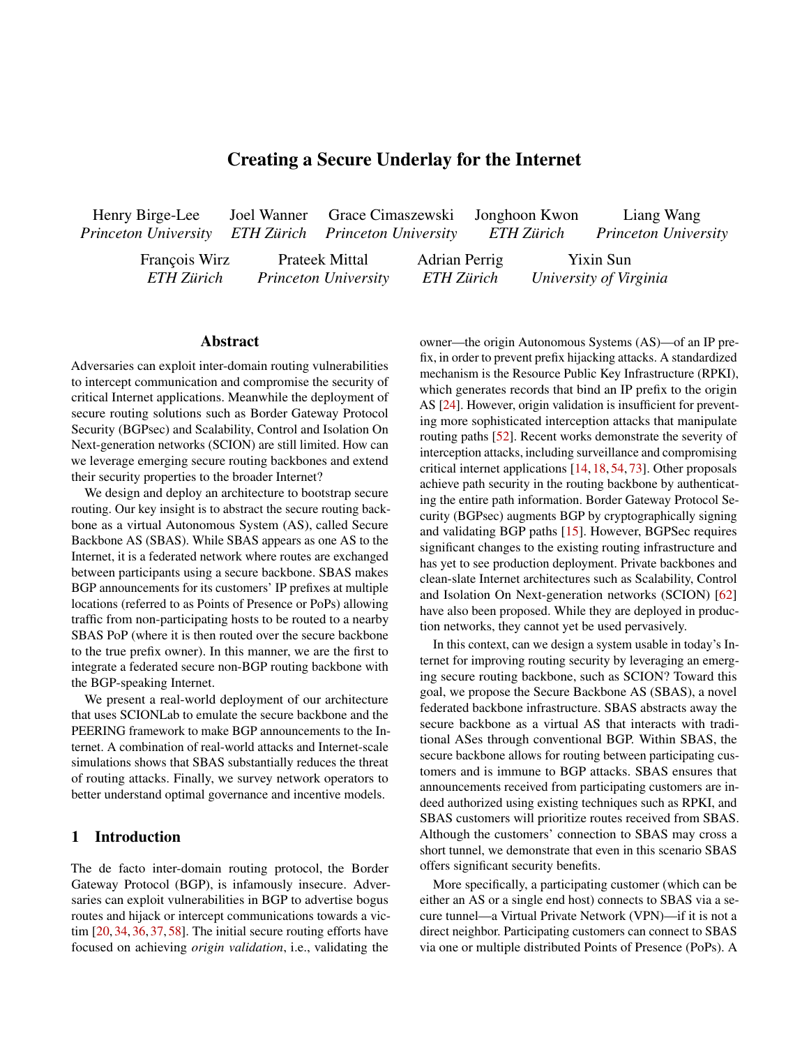# Creating a Secure Underlay for the Internet

Henry Birge-Lee
*Princeton University*

Joel Wanner
*ETH Zürich*

Grace Cimaszewski
*Princeton University*

Jonghoon Kwon
*ETH Zürich*

Liang Wang
*Princeton University*

François Wirz
*ETH Zürich*

Prateek Mittal
*Princeton University*

Adrian Perrig
*ETH Zürich*

Yixin Sun
*University of Virginia*

## Abstract

Adversaries can exploit inter-domain routing vulnerabilities to intercept communication and compromise the security of critical Internet applications. Meanwhile the deployment of secure routing solutions such as Border Gateway Protocol Security (BGPsec) and Scalability, Control and Isolation On Next-generation networks (SCION) are still limited. How can we leverage emerging secure routing backbones and extend their security properties to the broader Internet?

We design and deploy an architecture to bootstrap secure routing. Our key insight is to abstract the secure routing backbone as a virtual Autonomous System (AS), called Secure Backbone AS (SBAS). While SBAS appears as one AS to the Internet, it is a federated network where routes are exchanged between participants using a secure backbone. SBAS makes BGP announcements for its customers' IP prefixes at multiple locations (referred to as Points of Presence or PoPs) allowing traffic from non-participating hosts to be routed to a nearby SBAS PoP (where it is then routed over the secure backbone to the true prefix owner). In this manner, we are the first to integrate a federated secure non-BGP routing backbone with the BGP-speaking Internet.

We present a real-world deployment of our architecture that uses SCIONLab to emulate the secure backbone and the PEERING framework to make BGP announcements to the Internet. A combination of real-world attacks and Internet-scale simulations shows that SBAS substantially reduces the threat of routing attacks. Finally, we survey network operators to better understand optimal governance and incentive models.

## 1 Introduction

The de facto inter-domain routing protocol, the Border Gateway Protocol (BGP), is infamously insecure. Adversaries can exploit vulnerabilities in BGP to advertise bogus routes and hijack or intercept communications towards a victim [20, 34, 36, 37, 58]. The initial secure routing efforts have focused on achieving *origin validation*, i.e., validating the owner—the origin Autonomous Systems (AS)—of an IP prefix, in order to prevent prefix hijacking attacks. A standardized mechanism is the Resource Public Key Infrastructure (RPKI), which generates records that bind an IP prefix to the origin AS [24]. However, origin validation is insufficient for preventing more sophisticated interception attacks that manipulate routing paths [52]. Recent works demonstrate the severity of interception attacks, including surveillance and compromising critical internet applications [14, 18, 54, 73]. Other proposals achieve path security in the routing backbone by authenticating the entire path information. Border Gateway Protocol Security (BGPsec) augments BGP by cryptographically signing and validating BGP paths [15]. However, BGPSec requires significant changes to the existing routing infrastructure and has yet to see production deployment. Private backbones and clean-slate Internet architectures such as Scalability, Control and Isolation On Next-generation networks (SCION) [62] have also been proposed. While they are deployed in production networks, they cannot yet be used pervasively.

In this context, can we design a system usable in today's Internet for improving routing security by leveraging an emerging secure routing backbone, such as SCION? Toward this goal, we propose the Secure Backbone AS (SBAS), a novel federated backbone infrastructure. SBAS abstracts away the secure backbone as a virtual AS that interacts with traditional ASes through conventional BGP. Within SBAS, the secure backbone allows for routing between participating customers and is immune to BGP attacks. SBAS ensures that announcements received from participating customers are indeed authorized using existing techniques such as RPKI, and SBAS customers will prioritize routes received from SBAS. Although the customers' connection to SBAS may cross a short tunnel, we demonstrate that even in this scenario SBAS offers significant security benefits.

More specifically, a participating customer (which can be either an AS or a single end host) connects to SBAS via a secure tunnel—a Virtual Private Network (VPN)—if it is not a direct neighbor. Participating customers can connect to SBAS via one or multiple distributed Points of Presence (PoPs). A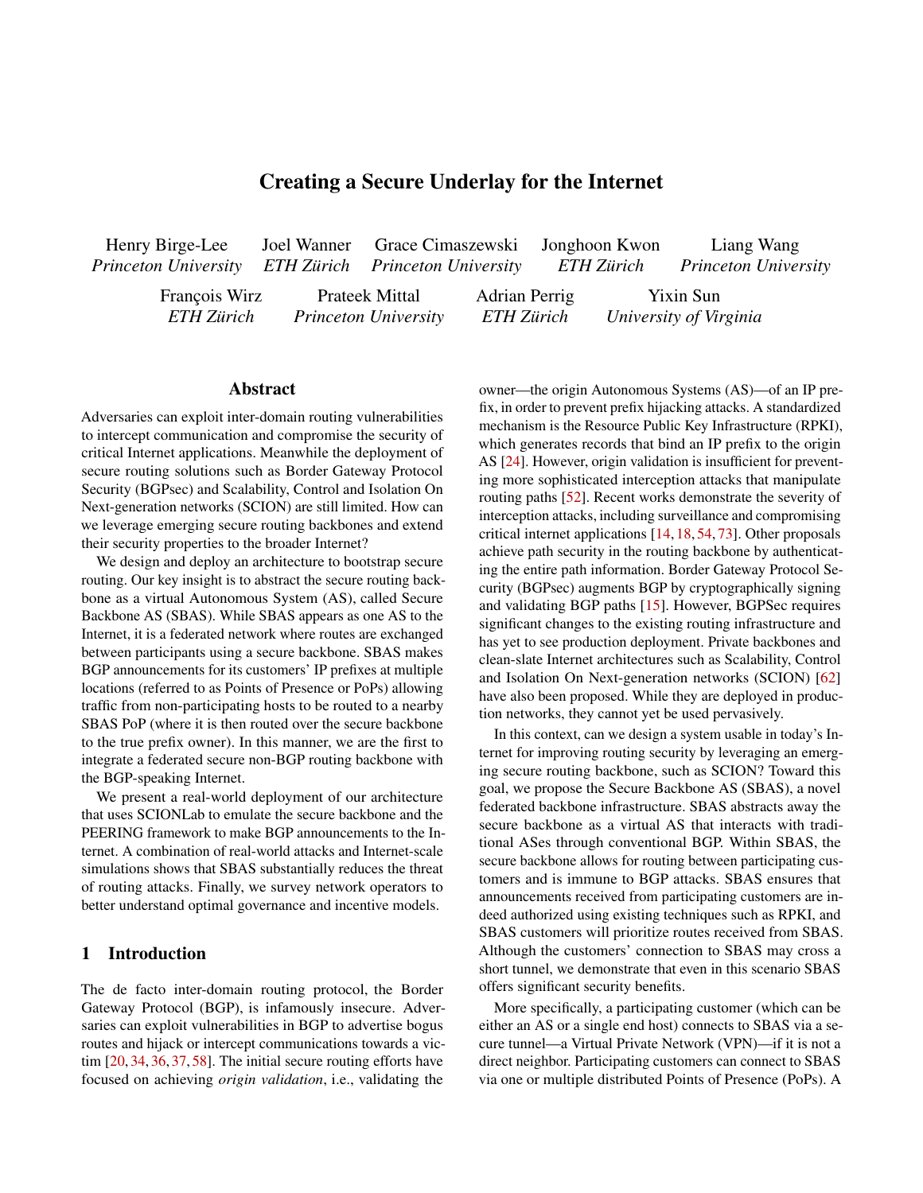# Creating a Secure Underlay for the Internet

Henry Birge-Lee
*Princeton University*

Joel Wanner
*ETH Zürich*

Grace Cimaszewski
*Princeton University*

Jonghoon Kwon
*ETH Zürich*

Liang Wang
*Princeton University*

François Wirz
*ETH Zürich*

Prateek Mittal
*Princeton University*

Adrian Perrig
*ETH Zürich*

Yixin Sun
*University of Virginia*

## Abstract

Adversaries can exploit inter-domain routing vulnerabilities to intercept communication and compromise the security of critical Internet applications. Meanwhile the deployment of secure routing solutions such as Border Gateway Protocol Security (BGPsec) and Scalability, Control and Isolation On Next-generation networks (SCION) are still limited. How can we leverage emerging secure routing backbones and extend their security properties to the broader Internet?

We design and deploy an architecture to bootstrap secure routing. Our key insight is to abstract the secure routing backbone as a virtual Autonomous System (AS), called Secure Backbone AS (SBAS). While SBAS appears as one AS to the Internet, it is a federated network where routes are exchanged between participants using a secure backbone. SBAS makes BGP announcements for its customers' IP prefixes at multiple locations (referred to as Points of Presence or PoPs) allowing traffic from non-participating hosts to be routed to a nearby SBAS PoP (where it is then routed over the secure backbone to the true prefix owner). In this manner, we are the first to integrate a federated secure non-BGP routing backbone with the BGP-speaking Internet.

We present a real-world deployment of our architecture that uses SCIONLab to emulate the secure backbone and the PEERING framework to make BGP announcements to the Internet. A combination of real-world attacks and Internet-scale simulations shows that SBAS substantially reduces the threat of routing attacks. Finally, we survey network operators to better understand optimal governance and incentive models.

## 1 Introduction

The de facto inter-domain routing protocol, the Border Gateway Protocol (BGP), is infamously insecure. Adversaries can exploit vulnerabilities in BGP to advertise bogus routes and hijack or intercept communications towards a victim [20, 34, 36, 37, 58]. The initial secure routing efforts have focused on achieving *origin validation*, i.e., validating the owner—the origin Autonomous Systems (AS)—of an IP prefix, in order to prevent prefix hijacking attacks. A standardized mechanism is the Resource Public Key Infrastructure (RPKI), which generates records that bind an IP prefix to the origin AS [24]. However, origin validation is insufficient for preventing more sophisticated interception attacks that manipulate routing paths [52]. Recent works demonstrate the severity of interception attacks, including surveillance and compromising critical internet applications [14, 18, 54, 73]. Other proposals achieve path security in the routing backbone by authenticating the entire path information. Border Gateway Protocol Security (BGPsec) augments BGP by cryptographically signing and validating BGP paths [15]. However, BGPSec requires significant changes to the existing routing infrastructure and has yet to see production deployment. Private backbones and clean-slate Internet architectures such as Scalability, Control and Isolation On Next-generation networks (SCION) [62] have also been proposed. While they are deployed in production networks, they cannot yet be used pervasively.

In this context, can we design a system usable in today's Internet for improving routing security by leveraging an emerging secure routing backbone, such as SCION? Toward this goal, we propose the Secure Backbone AS (SBAS), a novel federated backbone infrastructure. SBAS abstracts away the secure backbone as a virtual AS that interacts with traditional ASes through conventional BGP. Within SBAS, the secure backbone allows for routing between participating customers and is immune to BGP attacks. SBAS ensures that announcements received from participating customers are indeed authorized using existing techniques such as RPKI, and SBAS customers will prioritize routes received from SBAS. Although the customers' connection to SBAS may cross a short tunnel, we demonstrate that even in this scenario SBAS offers significant security benefits.

More specifically, a participating customer (which can be either an AS or a single end host) connects to SBAS via a secure tunnel—a Virtual Private Network (VPN)—if it is not a direct neighbor. Participating customers can connect to SBAS via one or multiple distributed Points of Presence (PoPs). A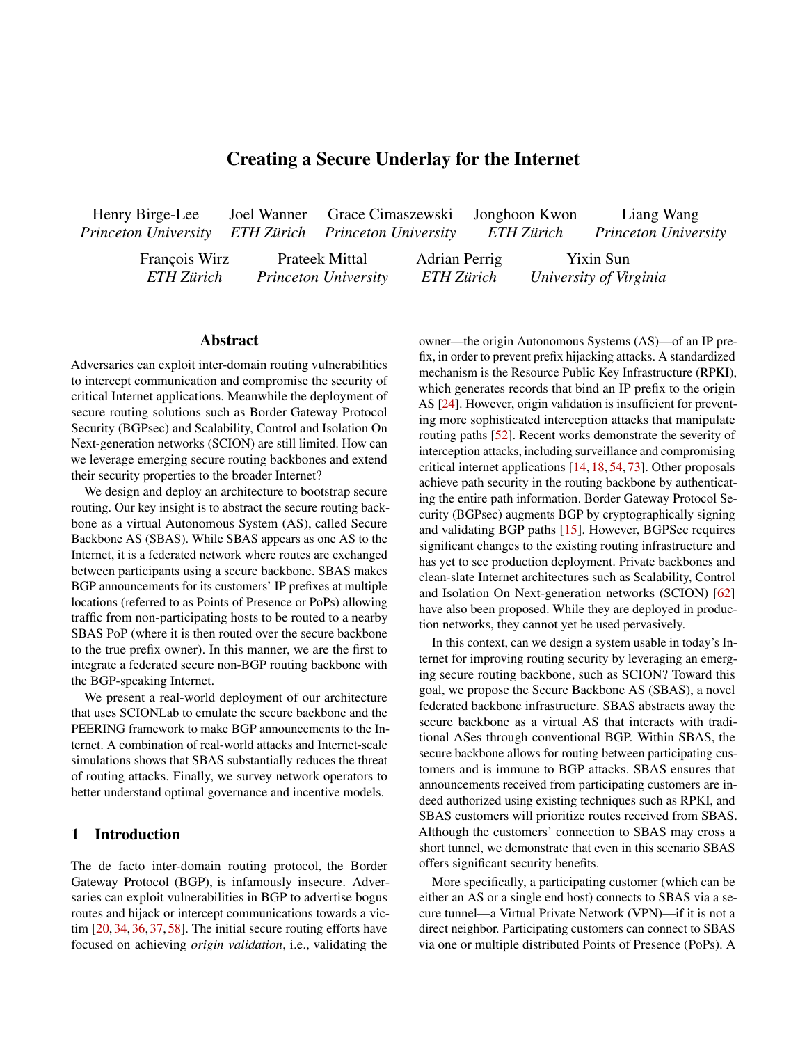# Creating a Secure Underlay for the Internet

Henry Birge-Lee *Princeton University*, Joel Wanner *ETH Zürich*, Grace Cimaszewski *Princeton University*, Jonghoon Kwon *ETH Zürich*, Liang Wang *Princeton University*

François Wirz *ETH Zürich*, Prateek Mittal *Princeton University*, Adrian Perrig *ETH Zürich*, Yixin Sun *University of Virginia*

## Abstract

Adversaries can exploit inter-domain routing vulnerabilities to intercept communication and compromise the security of critical Internet applications. Meanwhile the deployment of secure routing solutions such as Border Gateway Protocol Security (BGPsec) and Scalability, Control and Isolation On Next-generation networks (SCION) are still limited. How can we leverage emerging secure routing backbones and extend their security properties to the broader Internet?

We design and deploy an architecture to bootstrap secure routing. Our key insight is to abstract the secure routing backbone as a virtual Autonomous System (AS), called Secure Backbone AS (SBAS). While SBAS appears as one AS to the Internet, it is a federated network where routes are exchanged between participants using a secure backbone. SBAS makes BGP announcements for its customers' IP prefixes at multiple locations (referred to as Points of Presence or PoPs) allowing traffic from non-participating hosts to be routed to a nearby SBAS PoP (where it is then routed over the secure backbone to the true prefix owner). In this manner, we are the first to integrate a federated secure non-BGP routing backbone with the BGP-speaking Internet.

We present a real-world deployment of our architecture that uses SCIONLab to emulate the secure backbone and the PEERING framework to make BGP announcements to the Internet. A combination of real-world attacks and Internet-scale simulations shows that SBAS substantially reduces the threat of routing attacks. Finally, we survey network operators to better understand optimal governance and incentive models.

## 1 Introduction

The de facto inter-domain routing protocol, the Border Gateway Protocol (BGP), is infamously insecure. Adversaries can exploit vulnerabilities in BGP to advertise bogus routes and hijack or intercept communications towards a victim [20, 34, 36, 37, 58]. The initial secure routing efforts have focused on achieving *origin validation*, i.e., validating the owner—the origin Autonomous Systems (AS)—of an IP prefix, in order to prevent prefix hijacking attacks. A standardized mechanism is the Resource Public Key Infrastructure (RPKI), which generates records that bind an IP prefix to the origin AS [24]. However, origin validation is insufficient for preventing more sophisticated interception attacks that manipulate routing paths [52]. Recent works demonstrate the severity of interception attacks, including surveillance and compromising critical internet applications [14, 18, 54, 73]. Other proposals achieve path security in the routing backbone by authenticating the entire path information. Border Gateway Protocol Security (BGPsec) augments BGP by cryptographically signing and validating BGP paths [15]. However, BGPSec requires significant changes to the existing routing infrastructure and has yet to see production deployment. Private backbones and clean-slate Internet architectures such as Scalability, Control and Isolation On Next-generation networks (SCION) [62] have also been proposed. While they are deployed in production networks, they cannot yet be used pervasively.

In this context, can we design a system usable in today's Internet for improving routing security by leveraging an emerging secure routing backbone, such as SCION? Toward this goal, we propose the Secure Backbone AS (SBAS), a novel federated backbone infrastructure. SBAS abstracts away the secure backbone as a virtual AS that interacts with traditional ASes through conventional BGP. Within SBAS, the secure backbone allows for routing between participating customers and is immune to BGP attacks. SBAS ensures that announcements received from participating customers are indeed authorized using existing techniques such as RPKI, and SBAS customers will prioritize routes received from SBAS. Although the customers' connection to SBAS may cross a short tunnel, we demonstrate that even in this scenario SBAS offers significant security benefits.

More specifically, a participating customer (which can be either an AS or a single end host) connects to SBAS via a secure tunnel—a Virtual Private Network (VPN)—if it is not a direct neighbor. Participating customers can connect to SBAS via one or multiple distributed Points of Presence (PoPs). A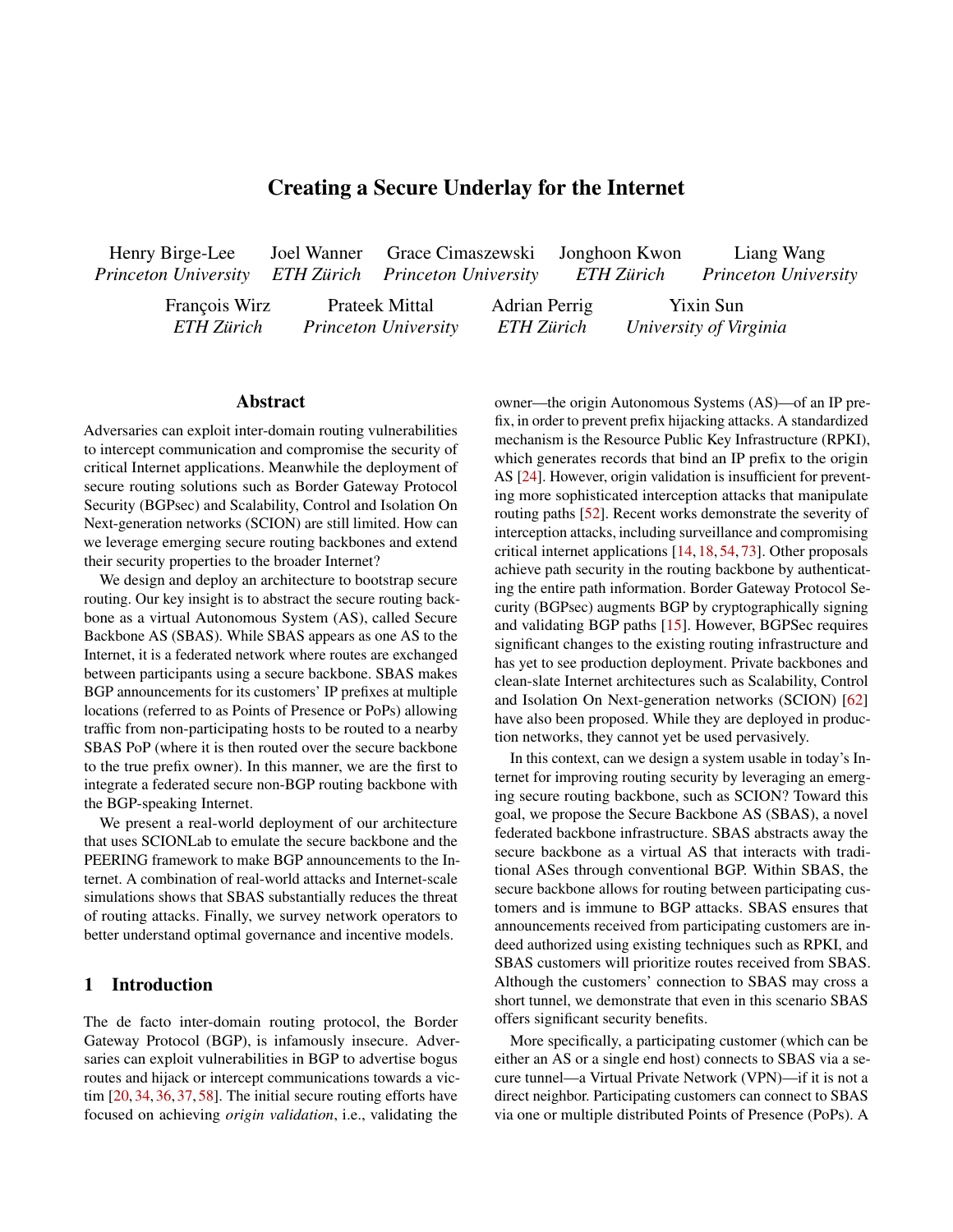# Creating a Secure Underlay for the Internet

Henry Birge-Lee
*Princeton University*

Joel Wanner
*ETH Zürich*

Grace Cimaszewski
*Princeton University*

Jonghoon Kwon
*ETH Zürich*

Liang Wang
*Princeton University*

François Wirz
*ETH Zürich*

Prateek Mittal
*Princeton University*

Adrian Perrig
*ETH Zürich*

Yixin Sun
*University of Virginia*

## Abstract

Adversaries can exploit inter-domain routing vulnerabilities to intercept communication and compromise the security of critical Internet applications. Meanwhile the deployment of secure routing solutions such as Border Gateway Protocol Security (BGPsec) and Scalability, Control and Isolation On Next-generation networks (SCION) are still limited. How can we leverage emerging secure routing backbones and extend their security properties to the broader Internet?

We design and deploy an architecture to bootstrap secure routing. Our key insight is to abstract the secure routing backbone as a virtual Autonomous System (AS), called Secure Backbone AS (SBAS). While SBAS appears as one AS to the Internet, it is a federated network where routes are exchanged between participants using a secure backbone. SBAS makes BGP announcements for its customers' IP prefixes at multiple locations (referred to as Points of Presence or PoPs) allowing traffic from non-participating hosts to be routed to a nearby SBAS PoP (where it is then routed over the secure backbone to the true prefix owner). In this manner, we are the first to integrate a federated secure non-BGP routing backbone with the BGP-speaking Internet.

We present a real-world deployment of our architecture that uses SCIONLab to emulate the secure backbone and the PEERING framework to make BGP announcements to the Internet. A combination of real-world attacks and Internet-scale simulations shows that SBAS substantially reduces the threat of routing attacks. Finally, we survey network operators to better understand optimal governance and incentive models.

## 1 Introduction

The de facto inter-domain routing protocol, the Border Gateway Protocol (BGP), is infamously insecure. Adversaries can exploit vulnerabilities in BGP to advertise bogus routes and hijack or intercept communications towards a victim [20, 34, 36, 37, 58]. The initial secure routing efforts have focused on achieving *origin validation*, i.e., validating the owner—the origin Autonomous Systems (AS)—of an IP prefix, in order to prevent prefix hijacking attacks. A standardized mechanism is the Resource Public Key Infrastructure (RPKI), which generates records that bind an IP prefix to the origin AS [24]. However, origin validation is insufficient for preventing more sophisticated interception attacks that manipulate routing paths [52]. Recent works demonstrate the severity of interception attacks, including surveillance and compromising critical internet applications [14, 18, 54, 73]. Other proposals achieve path security in the routing backbone by authenticating the entire path information. Border Gateway Protocol Security (BGPsec) augments BGP by cryptographically signing and validating BGP paths [15]. However, BGPSec requires significant changes to the existing routing infrastructure and has yet to see production deployment. Private backbones and clean-slate Internet architectures such as Scalability, Control and Isolation On Next-generation networks (SCION) [62] have also been proposed. While they are deployed in production networks, they cannot yet be used pervasively.

In this context, can we design a system usable in today's Internet for improving routing security by leveraging an emerging secure routing backbone, such as SCION? Toward this goal, we propose the Secure Backbone AS (SBAS), a novel federated backbone infrastructure. SBAS abstracts away the secure backbone as a virtual AS that interacts with traditional ASes through conventional BGP. Within SBAS, the secure backbone allows for routing between participating customers and is immune to BGP attacks. SBAS ensures that announcements received from participating customers are indeed authorized using existing techniques such as RPKI, and SBAS customers will prioritize routes received from SBAS. Although the customers' connection to SBAS may cross a short tunnel, we demonstrate that even in this scenario SBAS offers significant security benefits.

More specifically, a participating customer (which can be either an AS or a single end host) connects to SBAS via a secure tunnel—a Virtual Private Network (VPN)—if it is not a direct neighbor. Participating customers can connect to SBAS via one or multiple distributed Points of Presence (PoPs). A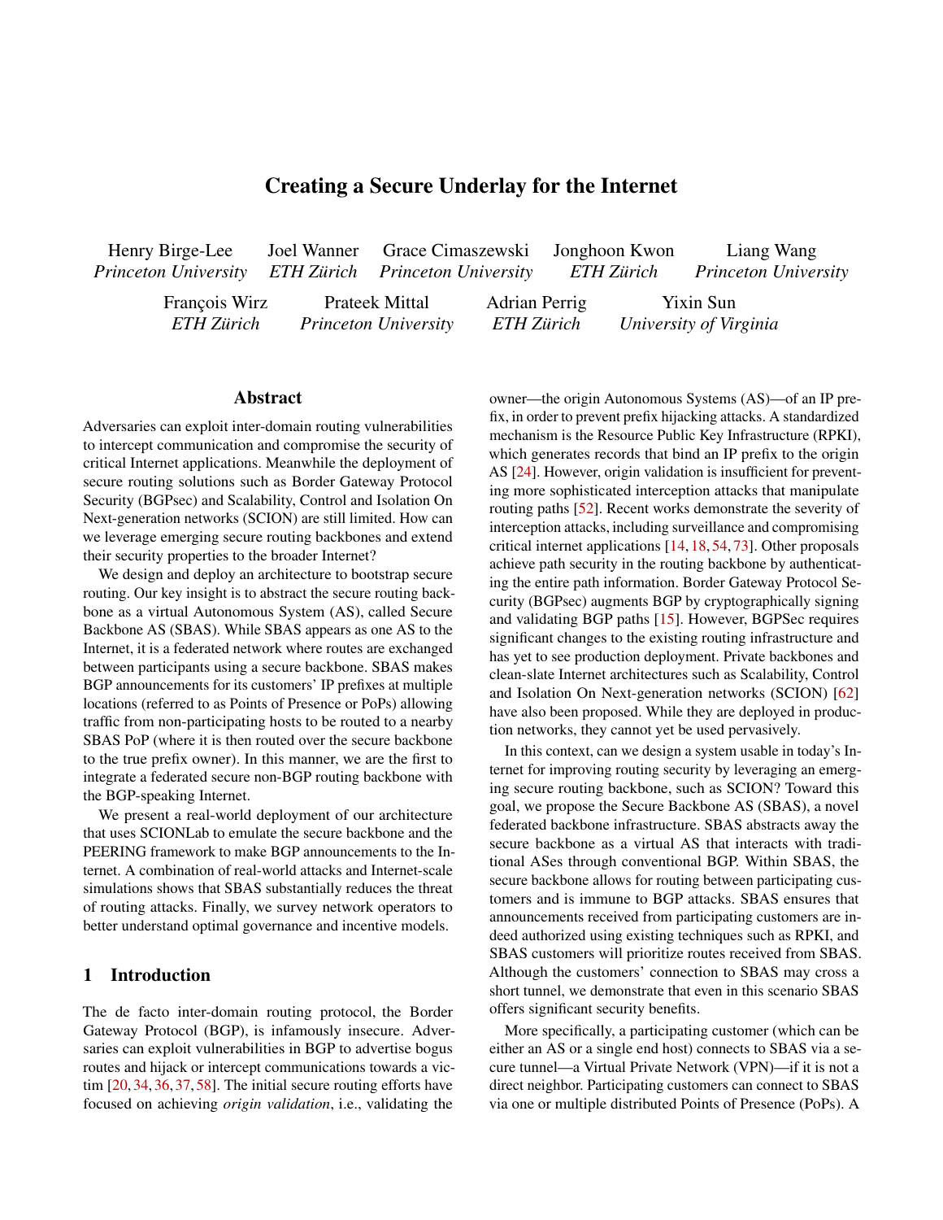# Creating a Secure Underlay for the Internet

Henry Birge-Lee
*Princeton University*

Joel Wanner
*ETH Zürich*

Grace Cimaszewski
*Princeton University*

Jonghoon Kwon
*ETH Zürich*

Liang Wang
*Princeton University*

François Wirz
*ETH Zürich*

Prateek Mittal
*Princeton University*

Adrian Perrig
*ETH Zürich*

Yixin Sun
*University of Virginia*

## Abstract

Adversaries can exploit inter-domain routing vulnerabilities to intercept communication and compromise the security of critical Internet applications. Meanwhile the deployment of secure routing solutions such as Border Gateway Protocol Security (BGPsec) and Scalability, Control and Isolation On Next-generation networks (SCION) are still limited. How can we leverage emerging secure routing backbones and extend their security properties to the broader Internet?

We design and deploy an architecture to bootstrap secure routing. Our key insight is to abstract the secure routing backbone as a virtual Autonomous System (AS), called Secure Backbone AS (SBAS). While SBAS appears as one AS to the Internet, it is a federated network where routes are exchanged between participants using a secure backbone. SBAS makes BGP announcements for its customers' IP prefixes at multiple locations (referred to as Points of Presence or PoPs) allowing traffic from non-participating hosts to be routed to a nearby SBAS PoP (where it is then routed over the secure backbone to the true prefix owner). In this manner, we are the first to integrate a federated secure non-BGP routing backbone with the BGP-speaking Internet.

We present a real-world deployment of our architecture that uses SCIONLab to emulate the secure backbone and the PEERING framework to make BGP announcements to the Internet. A combination of real-world attacks and Internet-scale simulations shows that SBAS substantially reduces the threat of routing attacks. Finally, we survey network operators to better understand optimal governance and incentive models.

## 1 Introduction

The de facto inter-domain routing protocol, the Border Gateway Protocol (BGP), is infamously insecure. Adversaries can exploit vulnerabilities in BGP to advertise bogus routes and hijack or intercept communications towards a victim [20, 34, 36, 37, 58]. The initial secure routing efforts have focused on achieving *origin validation*, i.e., validating the owner—the origin Autonomous Systems (AS)—of an IP prefix, in order to prevent prefix hijacking attacks. A standardized mechanism is the Resource Public Key Infrastructure (RPKI), which generates records that bind an IP prefix to the origin AS [24]. However, origin validation is insufficient for preventing more sophisticated interception attacks that manipulate routing paths [52]. Recent works demonstrate the severity of interception attacks, including surveillance and compromising critical internet applications [14, 18, 54, 73]. Other proposals achieve path security in the routing backbone by authenticating the entire path information. Border Gateway Protocol Security (BGPsec) augments BGP by cryptographically signing and validating BGP paths [15]. However, BGPSec requires significant changes to the existing routing infrastructure and has yet to see production deployment. Private backbones and clean-slate Internet architectures such as Scalability, Control and Isolation On Next-generation networks (SCION) [62] have also been proposed. While they are deployed in production networks, they cannot yet be used pervasively.

In this context, can we design a system usable in today's Internet for improving routing security by leveraging an emerging secure routing backbone, such as SCION? Toward this goal, we propose the Secure Backbone AS (SBAS), a novel federated backbone infrastructure. SBAS abstracts away the secure backbone as a virtual AS that interacts with traditional ASes through conventional BGP. Within SBAS, the secure backbone allows for routing between participating customers and is immune to BGP attacks. SBAS ensures that announcements received from participating customers are indeed authorized using existing techniques such as RPKI, and SBAS customers will prioritize routes received from SBAS. Although the customers' connection to SBAS may cross a short tunnel, we demonstrate that even in this scenario SBAS offers significant security benefits.

More specifically, a participating customer (which can be either an AS or a single end host) connects to SBAS via a secure tunnel—a Virtual Private Network (VPN)—if it is not a direct neighbor. Participating customers can connect to SBAS via one or multiple distributed Points of Presence (PoPs). A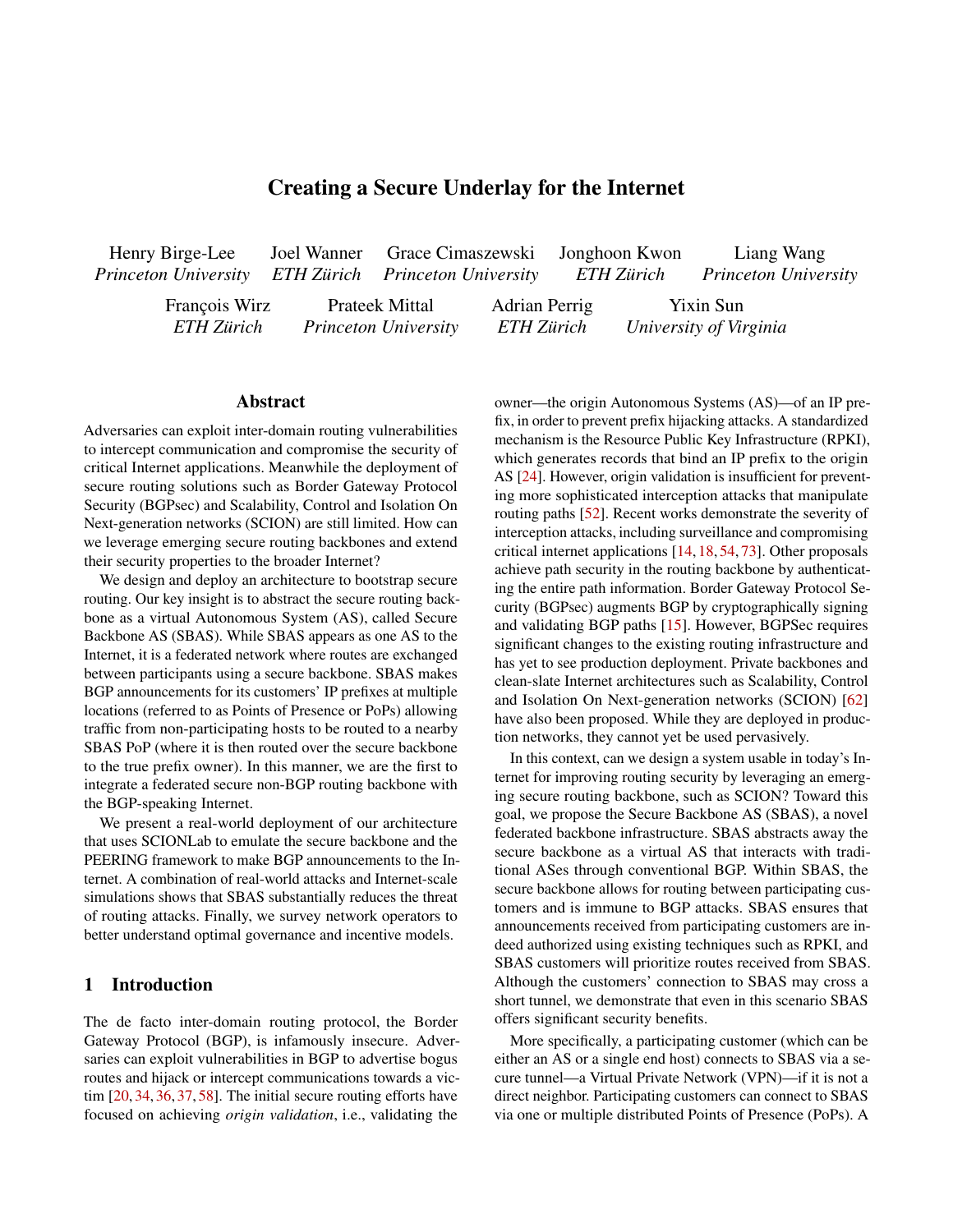# Creating a Secure Underlay for the Internet

Henry Birge-Lee
*Princeton University*

Joel Wanner
*ETH Zürich*

Grace Cimaszewski
*Princeton University*

Jonghoon Kwon
*ETH Zürich*

Liang Wang
*Princeton University*

François Wirz
*ETH Zürich*

Prateek Mittal
*Princeton University*

Adrian Perrig
*ETH Zürich*

Yixin Sun
*University of Virginia*

## Abstract

Adversaries can exploit inter-domain routing vulnerabilities to intercept communication and compromise the security of critical Internet applications. Meanwhile the deployment of secure routing solutions such as Border Gateway Protocol Security (BGPsec) and Scalability, Control and Isolation On Next-generation networks (SCION) are still limited. How can we leverage emerging secure routing backbones and extend their security properties to the broader Internet?

We design and deploy an architecture to bootstrap secure routing. Our key insight is to abstract the secure routing backbone as a virtual Autonomous System (AS), called Secure Backbone AS (SBAS). While SBAS appears as one AS to the Internet, it is a federated network where routes are exchanged between participants using a secure backbone. SBAS makes BGP announcements for its customers' IP prefixes at multiple locations (referred to as Points of Presence or PoPs) allowing traffic from non-participating hosts to be routed to a nearby SBAS PoP (where it is then routed over the secure backbone to the true prefix owner). In this manner, we are the first to integrate a federated secure non-BGP routing backbone with the BGP-speaking Internet.

We present a real-world deployment of our architecture that uses SCIONLab to emulate the secure backbone and the PEERING framework to make BGP announcements to the Internet. A combination of real-world attacks and Internet-scale simulations shows that SBAS substantially reduces the threat of routing attacks. Finally, we survey network operators to better understand optimal governance and incentive models.

## 1 Introduction

The de facto inter-domain routing protocol, the Border Gateway Protocol (BGP), is infamously insecure. Adversaries can exploit vulnerabilities in BGP to advertise bogus routes and hijack or intercept communications towards a victim [20, 34, 36, 37, 58]. The initial secure routing efforts have focused on achieving *origin validation*, i.e., validating the owner—the origin Autonomous Systems (AS)—of an IP prefix, in order to prevent prefix hijacking attacks. A standardized mechanism is the Resource Public Key Infrastructure (RPKI), which generates records that bind an IP prefix to the origin AS [24]. However, origin validation is insufficient for preventing more sophisticated interception attacks that manipulate routing paths [52]. Recent works demonstrate the severity of interception attacks, including surveillance and compromising critical internet applications [14, 18, 54, 73]. Other proposals achieve path security in the routing backbone by authenticating the entire path information. Border Gateway Protocol Security (BGPsec) augments BGP by cryptographically signing and validating BGP paths [15]. However, BGPSec requires significant changes to the existing routing infrastructure and has yet to see production deployment. Private backbones and clean-slate Internet architectures such as Scalability, Control and Isolation On Next-generation networks (SCION) [62] have also been proposed. While they are deployed in production networks, they cannot yet be used pervasively.

In this context, can we design a system usable in today's Internet for improving routing security by leveraging an emerging secure routing backbone, such as SCION? Toward this goal, we propose the Secure Backbone AS (SBAS), a novel federated backbone infrastructure. SBAS abstracts away the secure backbone as a virtual AS that interacts with traditional ASes through conventional BGP. Within SBAS, the secure backbone allows for routing between participating customers and is immune to BGP attacks. SBAS ensures that announcements received from participating customers are indeed authorized using existing techniques such as RPKI, and SBAS customers will prioritize routes received from SBAS. Although the customers' connection to SBAS may cross a short tunnel, we demonstrate that even in this scenario SBAS offers significant security benefits.

More specifically, a participating customer (which can be either an AS or a single end host) connects to SBAS via a secure tunnel—a Virtual Private Network (VPN)—if it is not a direct neighbor. Participating customers can connect to SBAS via one or multiple distributed Points of Presence (PoPs). A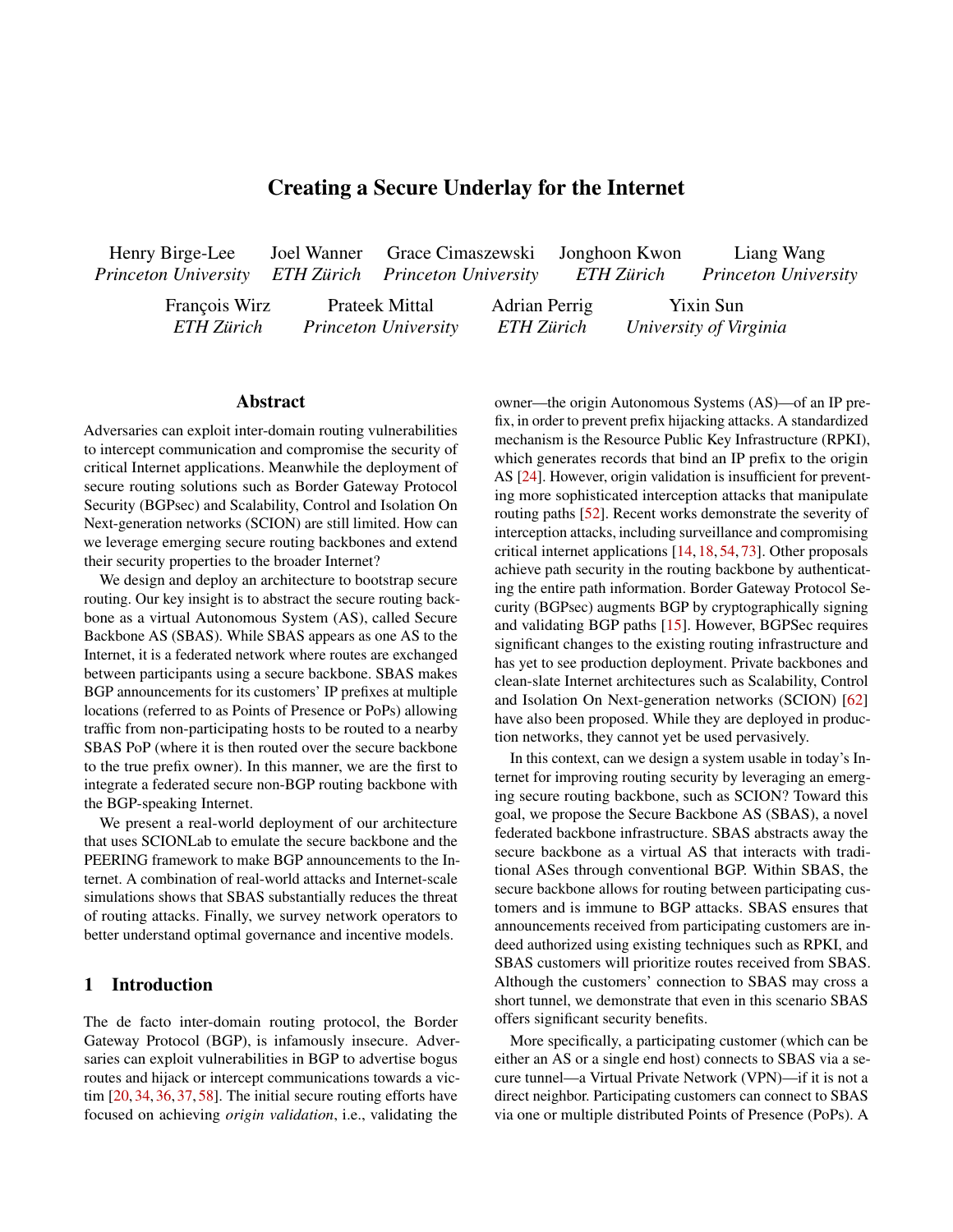# Creating a Secure Underlay for the Internet

Henry Birge-Lee *Princeton University*
Joel Wanner *ETH Zürich*
Grace Cimaszewski *Princeton University*
Jonghoon Kwon *ETH Zürich*
Liang Wang *Princeton University*
François Wirz *ETH Zürich*
Prateek Mittal *Princeton University*
Adrian Perrig *ETH Zürich*
Yixin Sun *University of Virginia*

## Abstract

Adversaries can exploit inter-domain routing vulnerabilities to intercept communication and compromise the security of critical Internet applications. Meanwhile the deployment of secure routing solutions such as Border Gateway Protocol Security (BGPsec) and Scalability, Control and Isolation On Next-generation networks (SCION) are still limited. How can we leverage emerging secure routing backbones and extend their security properties to the broader Internet?

We design and deploy an architecture to bootstrap secure routing. Our key insight is to abstract the secure routing backbone as a virtual Autonomous System (AS), called Secure Backbone AS (SBAS). While SBAS appears as one AS to the Internet, it is a federated network where routes are exchanged between participants using a secure backbone. SBAS makes BGP announcements for its customers' IP prefixes at multiple locations (referred to as Points of Presence or PoPs) allowing traffic from non-participating hosts to be routed to a nearby SBAS PoP (where it is then routed over the secure backbone to the true prefix owner). In this manner, we are the first to integrate a federated secure non-BGP routing backbone with the BGP-speaking Internet.

We present a real-world deployment of our architecture that uses SCIONLab to emulate the secure backbone and the PEERING framework to make BGP announcements to the Internet. A combination of real-world attacks and Internet-scale simulations shows that SBAS substantially reduces the threat of routing attacks. Finally, we survey network operators to better understand optimal governance and incentive models.

## 1 Introduction

The de facto inter-domain routing protocol, the Border Gateway Protocol (BGP), is infamously insecure. Adversaries can exploit vulnerabilities in BGP to advertise bogus routes and hijack or intercept communications towards a victim [20, 34, 36, 37, 58]. The initial secure routing efforts have focused on achieving *origin validation*, i.e., validating the owner—the origin Autonomous Systems (AS)—of an IP prefix, in order to prevent prefix hijacking attacks. A standardized mechanism is the Resource Public Key Infrastructure (RPKI), which generates records that bind an IP prefix to the origin AS [24]. However, origin validation is insufficient for preventing more sophisticated interception attacks that manipulate routing paths [52]. Recent works demonstrate the severity of interception attacks, including surveillance and compromising critical internet applications [14, 18, 54, 73]. Other proposals achieve path security in the routing backbone by authenticating the entire path information. Border Gateway Protocol Security (BGPsec) augments BGP by cryptographically signing and validating BGP paths [15]. However, BGPSec requires significant changes to the existing routing infrastructure and has yet to see production deployment. Private backbones and clean-slate Internet architectures such as Scalability, Control and Isolation On Next-generation networks (SCION) [62] have also been proposed. While they are deployed in production networks, they cannot yet be used pervasively.

In this context, can we design a system usable in today's Internet for improving routing security by leveraging an emerging secure routing backbone, such as SCION? Toward this goal, we propose the Secure Backbone AS (SBAS), a novel federated backbone infrastructure. SBAS abstracts away the secure backbone as a virtual AS that interacts with traditional ASes through conventional BGP. Within SBAS, the secure backbone allows for routing between participating customers and is immune to BGP attacks. SBAS ensures that announcements received from participating customers are indeed authorized using existing techniques such as RPKI, and SBAS customers will prioritize routes received from SBAS. Although the customers' connection to SBAS may cross a short tunnel, we demonstrate that even in this scenario SBAS offers significant security benefits.

More specifically, a participating customer (which can be either an AS or a single end host) connects to SBAS via a secure tunnel—a Virtual Private Network (VPN)—if it is not a direct neighbor. Participating customers can connect to SBAS via one or multiple distributed Points of Presence (PoPs). A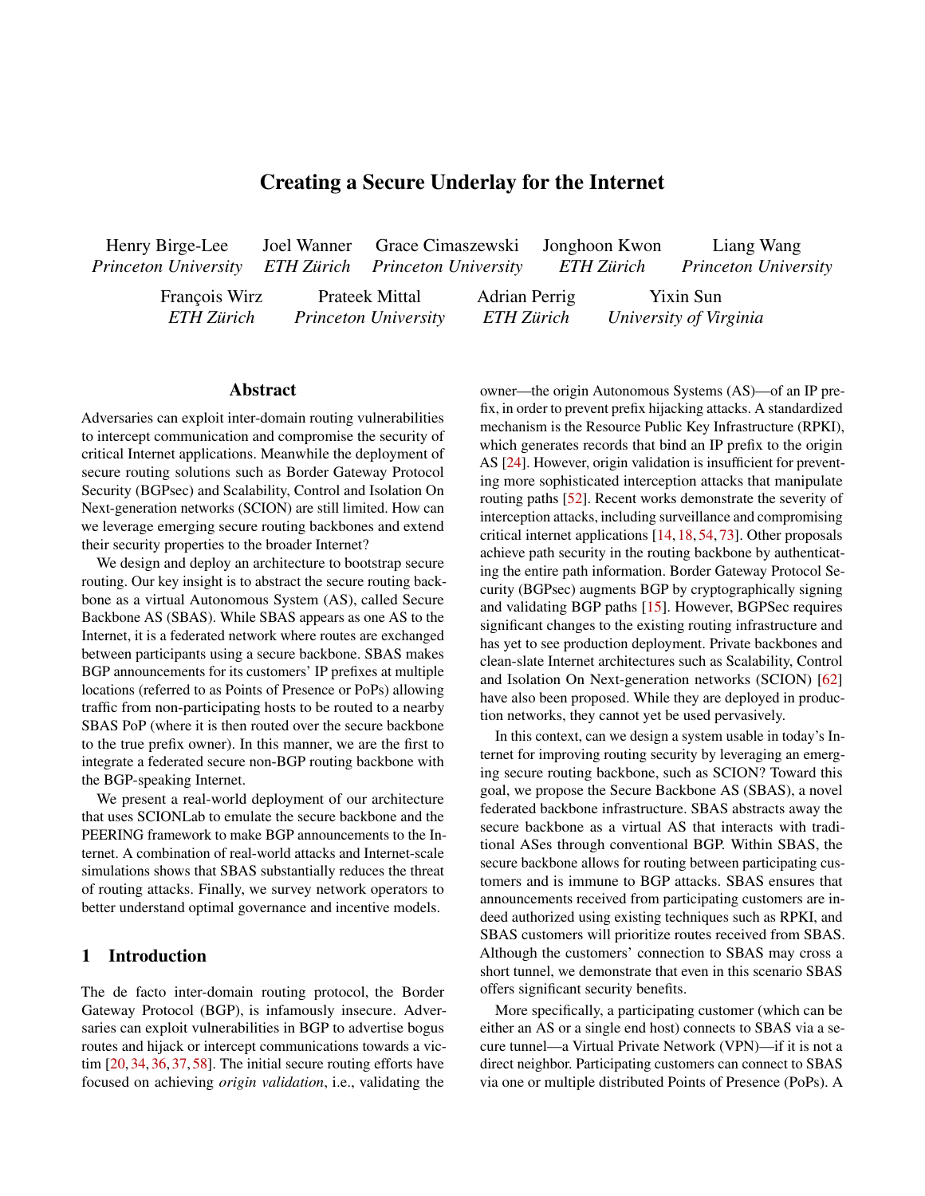# Creating a Secure Underlay for the Internet

Henry Birge-Lee
*Princeton University*

Joel Wanner
*ETH Zürich*

Grace Cimaszewski
*Princeton University*

Jonghoon Kwon
*ETH Zürich*

Liang Wang
*Princeton University*

François Wirz
*ETH Zürich*

Prateek Mittal
*Princeton University*

Adrian Perrig
*ETH Zürich*

Yixin Sun
*University of Virginia*

## Abstract

Adversaries can exploit inter-domain routing vulnerabilities to intercept communication and compromise the security of critical Internet applications. Meanwhile the deployment of secure routing solutions such as Border Gateway Protocol Security (BGPsec) and Scalability, Control and Isolation On Next-generation networks (SCION) are still limited. How can we leverage emerging secure routing backbones and extend their security properties to the broader Internet?

We design and deploy an architecture to bootstrap secure routing. Our key insight is to abstract the secure routing backbone as a virtual Autonomous System (AS), called Secure Backbone AS (SBAS). While SBAS appears as one AS to the Internet, it is a federated network where routes are exchanged between participants using a secure backbone. SBAS makes BGP announcements for its customers' IP prefixes at multiple locations (referred to as Points of Presence or PoPs) allowing traffic from non-participating hosts to be routed to a nearby SBAS PoP (where it is then routed over the secure backbone to the true prefix owner). In this manner, we are the first to integrate a federated secure non-BGP routing backbone with the BGP-speaking Internet.

We present a real-world deployment of our architecture that uses SCIONLab to emulate the secure backbone and the PEERING framework to make BGP announcements to the Internet. A combination of real-world attacks and Internet-scale simulations shows that SBAS substantially reduces the threat of routing attacks. Finally, we survey network operators to better understand optimal governance and incentive models.

## 1 Introduction

The de facto inter-domain routing protocol, the Border Gateway Protocol (BGP), is infamously insecure. Adversaries can exploit vulnerabilities in BGP to advertise bogus routes and hijack or intercept communications towards a victim [20, 34, 36, 37, 58]. The initial secure routing efforts have focused on achieving *origin validation*, i.e., validating the owner—the origin Autonomous Systems (AS)—of an IP prefix, in order to prevent prefix hijacking attacks. A standardized mechanism is the Resource Public Key Infrastructure (RPKI), which generates records that bind an IP prefix to the origin AS [24]. However, origin validation is insufficient for preventing more sophisticated interception attacks that manipulate routing paths [52]. Recent works demonstrate the severity of interception attacks, including surveillance and compromising critical internet applications [14, 18, 54, 73]. Other proposals achieve path security in the routing backbone by authenticating the entire path information. Border Gateway Protocol Security (BGPsec) augments BGP by cryptographically signing and validating BGP paths [15]. However, BGPSec requires significant changes to the existing routing infrastructure and has yet to see production deployment. Private backbones and clean-slate Internet architectures such as Scalability, Control and Isolation On Next-generation networks (SCION) [62] have also been proposed. While they are deployed in production networks, they cannot yet be used pervasively.

In this context, can we design a system usable in today's Internet for improving routing security by leveraging an emerging secure routing backbone, such as SCION? Toward this goal, we propose the Secure Backbone AS (SBAS), a novel federated backbone infrastructure. SBAS abstracts away the secure backbone as a virtual AS that interacts with traditional ASes through conventional BGP. Within SBAS, the secure backbone allows for routing between participating customers and is immune to BGP attacks. SBAS ensures that announcements received from participating customers are indeed authorized using existing techniques such as RPKI, and SBAS customers will prioritize routes received from SBAS. Although the customers' connection to SBAS may cross a short tunnel, we demonstrate that even in this scenario SBAS offers significant security benefits.

More specifically, a participating customer (which can be either an AS or a single end host) connects to SBAS via a secure tunnel—a Virtual Private Network (VPN)—if it is not a direct neighbor. Participating customers can connect to SBAS via one or multiple distributed Points of Presence (PoPs). A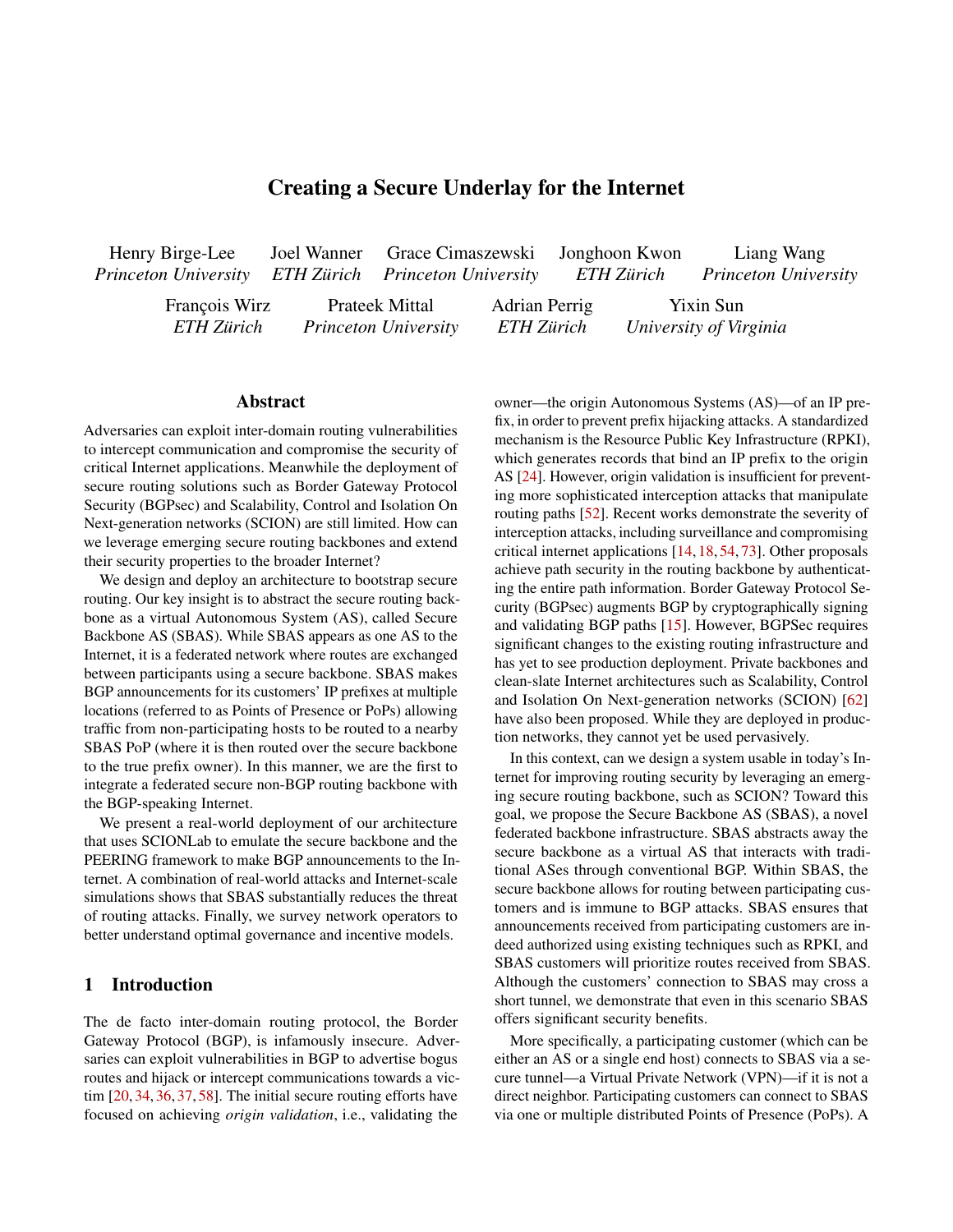# Creating a Secure Underlay for the Internet

Henry Birge-Lee
*Princeton University*

Joel Wanner
*ETH Zürich*

Grace Cimaszewski
*Princeton University*

Jonghoon Kwon
*ETH Zürich*

Liang Wang
*Princeton University*

François Wirz
*ETH Zürich*

Prateek Mittal
*Princeton University*

Adrian Perrig
*ETH Zürich*

Yixin Sun
*University of Virginia*

## Abstract

Adversaries can exploit inter-domain routing vulnerabilities to intercept communication and compromise the security of critical Internet applications. Meanwhile the deployment of secure routing solutions such as Border Gateway Protocol Security (BGPsec) and Scalability, Control and Isolation On Next-generation networks (SCION) are still limited. How can we leverage emerging secure routing backbones and extend their security properties to the broader Internet?

We design and deploy an architecture to bootstrap secure routing. Our key insight is to abstract the secure routing backbone as a virtual Autonomous System (AS), called Secure Backbone AS (SBAS). While SBAS appears as one AS to the Internet, it is a federated network where routes are exchanged between participants using a secure backbone. SBAS makes BGP announcements for its customers' IP prefixes at multiple locations (referred to as Points of Presence or PoPs) allowing traffic from non-participating hosts to be routed to a nearby SBAS PoP (where it is then routed over the secure backbone to the true prefix owner). In this manner, we are the first to integrate a federated secure non-BGP routing backbone with the BGP-speaking Internet.

We present a real-world deployment of our architecture that uses SCIONLab to emulate the secure backbone and the PEERING framework to make BGP announcements to the Internet. A combination of real-world attacks and Internet-scale simulations shows that SBAS substantially reduces the threat of routing attacks. Finally, we survey network operators to better understand optimal governance and incentive models.

## 1 Introduction

The de facto inter-domain routing protocol, the Border Gateway Protocol (BGP), is infamously insecure. Adversaries can exploit vulnerabilities in BGP to advertise bogus routes and hijack or intercept communications towards a victim [20, 34, 36, 37, 58]. The initial secure routing efforts have focused on achieving *origin validation*, i.e., validating the owner—the origin Autonomous Systems (AS)—of an IP prefix, in order to prevent prefix hijacking attacks. A standardized mechanism is the Resource Public Key Infrastructure (RPKI), which generates records that bind an IP prefix to the origin AS [24]. However, origin validation is insufficient for preventing more sophisticated interception attacks that manipulate routing paths [52]. Recent works demonstrate the severity of interception attacks, including surveillance and compromising critical internet applications [14, 18, 54, 73]. Other proposals achieve path security in the routing backbone by authenticating the entire path information. Border Gateway Protocol Security (BGPsec) augments BGP by cryptographically signing and validating BGP paths [15]. However, BGPSec requires significant changes to the existing routing infrastructure and has yet to see production deployment. Private backbones and clean-slate Internet architectures such as Scalability, Control and Isolation On Next-generation networks (SCION) [62] have also been proposed. While they are deployed in production networks, they cannot yet be used pervasively.

In this context, can we design a system usable in today's Internet for improving routing security by leveraging an emerging secure routing backbone, such as SCION? Toward this goal, we propose the Secure Backbone AS (SBAS), a novel federated backbone infrastructure. SBAS abstracts away the secure backbone as a virtual AS that interacts with traditional ASes through conventional BGP. Within SBAS, the secure backbone allows for routing between participating customers and is immune to BGP attacks. SBAS ensures that announcements received from participating customers are indeed authorized using existing techniques such as RPKI, and SBAS customers will prioritize routes received from SBAS. Although the customers' connection to SBAS may cross a short tunnel, we demonstrate that even in this scenario SBAS offers significant security benefits.

More specifically, a participating customer (which can be either an AS or a single end host) connects to SBAS via a secure tunnel—a Virtual Private Network (VPN)—if it is not a direct neighbor. Participating customers can connect to SBAS via one or multiple distributed Points of Presence (PoPs). A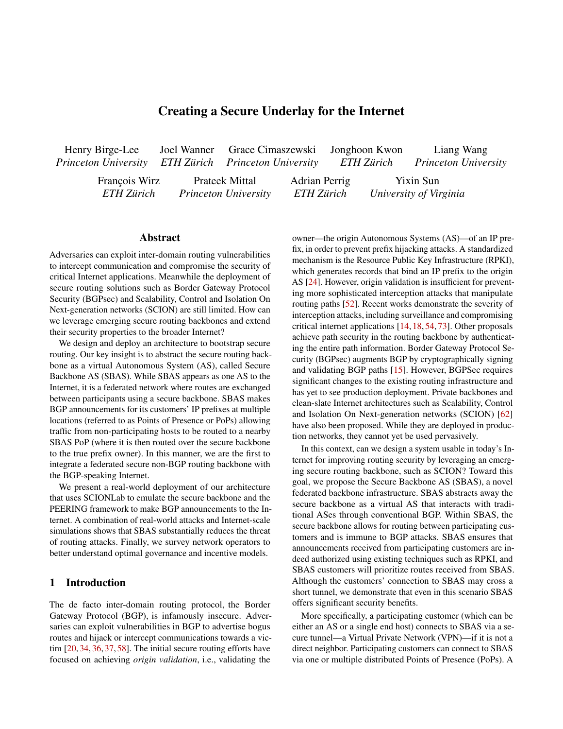# Creating a Secure Underlay for the Internet

Henry Birge-Lee
*Princeton University*

Joel Wanner
*ETH Zürich*

Grace Cimaszewski
*Princeton University*

Jonghoon Kwon
*ETH Zürich*

Liang Wang
*Princeton University*

François Wirz
*ETH Zürich*

Prateek Mittal
*Princeton University*

Adrian Perrig
*ETH Zürich*

Yixin Sun
*University of Virginia*

## Abstract

Adversaries can exploit inter-domain routing vulnerabilities to intercept communication and compromise the security of critical Internet applications. Meanwhile the deployment of secure routing solutions such as Border Gateway Protocol Security (BGPsec) and Scalability, Control and Isolation On Next-generation networks (SCION) are still limited. How can we leverage emerging secure routing backbones and extend their security properties to the broader Internet?

We design and deploy an architecture to bootstrap secure routing. Our key insight is to abstract the secure routing backbone as a virtual Autonomous System (AS), called Secure Backbone AS (SBAS). While SBAS appears as one AS to the Internet, it is a federated network where routes are exchanged between participants using a secure backbone. SBAS makes BGP announcements for its customers' IP prefixes at multiple locations (referred to as Points of Presence or PoPs) allowing traffic from non-participating hosts to be routed to a nearby SBAS PoP (where it is then routed over the secure backbone to the true prefix owner). In this manner, we are the first to integrate a federated secure non-BGP routing backbone with the BGP-speaking Internet.

We present a real-world deployment of our architecture that uses SCIONLab to emulate the secure backbone and the PEERING framework to make BGP announcements to the Internet. A combination of real-world attacks and Internet-scale simulations shows that SBAS substantially reduces the threat of routing attacks. Finally, we survey network operators to better understand optimal governance and incentive models.

## 1 Introduction

The de facto inter-domain routing protocol, the Border Gateway Protocol (BGP), is infamously insecure. Adversaries can exploit vulnerabilities in BGP to advertise bogus routes and hijack or intercept communications towards a victim [20, 34, 36, 37, 58]. The initial secure routing efforts have focused on achieving *origin validation*, i.e., validating the owner—the origin Autonomous Systems (AS)—of an IP prefix, in order to prevent prefix hijacking attacks. A standardized mechanism is the Resource Public Key Infrastructure (RPKI), which generates records that bind an IP prefix to the origin AS [24]. However, origin validation is insufficient for preventing more sophisticated interception attacks that manipulate routing paths [52]. Recent works demonstrate the severity of interception attacks, including surveillance and compromising critical internet applications [14, 18, 54, 73]. Other proposals achieve path security in the routing backbone by authenticating the entire path information. Border Gateway Protocol Security (BGPsec) augments BGP by cryptographically signing and validating BGP paths [15]. However, BGPSec requires significant changes to the existing routing infrastructure and has yet to see production deployment. Private backbones and clean-slate Internet architectures such as Scalability, Control and Isolation On Next-generation networks (SCION) [62] have also been proposed. While they are deployed in production networks, they cannot yet be used pervasively.

In this context, can we design a system usable in today's Internet for improving routing security by leveraging an emerging secure routing backbone, such as SCION? Toward this goal, we propose the Secure Backbone AS (SBAS), a novel federated backbone infrastructure. SBAS abstracts away the secure backbone as a virtual AS that interacts with traditional ASes through conventional BGP. Within SBAS, the secure backbone allows for routing between participating customers and is immune to BGP attacks. SBAS ensures that announcements received from participating customers are indeed authorized using existing techniques such as RPKI, and SBAS customers will prioritize routes received from SBAS. Although the customers' connection to SBAS may cross a short tunnel, we demonstrate that even in this scenario SBAS offers significant security benefits.

More specifically, a participating customer (which can be either an AS or a single end host) connects to SBAS via a secure tunnel—a Virtual Private Network (VPN)—if it is not a direct neighbor. Participating customers can connect to SBAS via one or multiple distributed Points of Presence (PoPs). A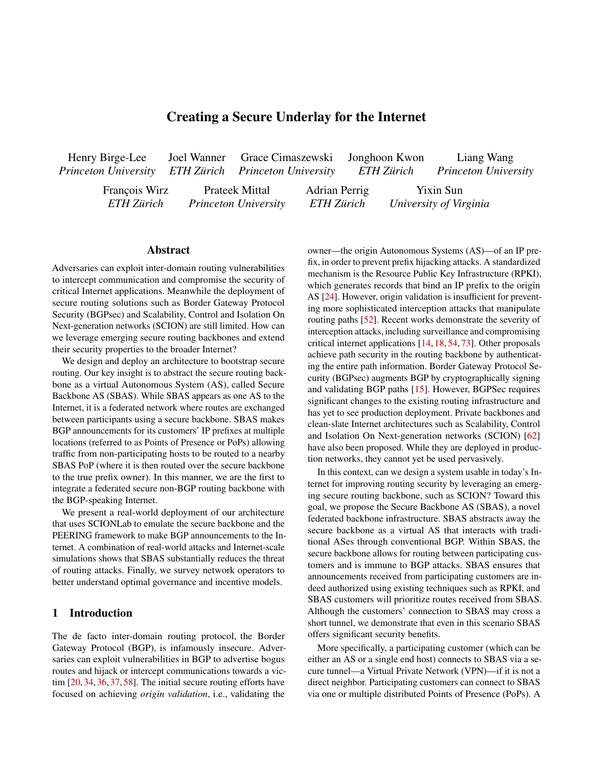# Creating a Secure Underlay for the Internet

Henry Birge-Lee *Princeton University*  
Joel Wanner *ETH Zürich*  
Grace Cimaszewski *Princeton University*  
Jonghoon Kwon *ETH Zürich*  
Liang Wang *Princeton University*  
François Wirz *ETH Zürich*  
Prateek Mittal *Princeton University*  
Adrian Perrig *ETH Zürich*  
Yixin Sun *University of Virginia*

## Abstract

Adversaries can exploit inter-domain routing vulnerabilities to intercept communication and compromise the security of critical Internet applications. Meanwhile the deployment of secure routing solutions such as Border Gateway Protocol Security (BGPsec) and Scalability, Control and Isolation On Next-generation networks (SCION) are still limited. How can we leverage emerging secure routing backbones and extend their security properties to the broader Internet?

We design and deploy an architecture to bootstrap secure routing. Our key insight is to abstract the secure routing backbone as a virtual Autonomous System (AS), called Secure Backbone AS (SBAS). While SBAS appears as one AS to the Internet, it is a federated network where routes are exchanged between participants using a secure backbone. SBAS makes BGP announcements for its customers' IP prefixes at multiple locations (referred to as Points of Presence or PoPs) allowing traffic from non-participating hosts to be routed to a nearby SBAS PoP (where it is then routed over the secure backbone to the true prefix owner). In this manner, we are the first to integrate a federated secure non-BGP routing backbone with the BGP-speaking Internet.

We present a real-world deployment of our architecture that uses SCIONLab to emulate the secure backbone and the PEERING framework to make BGP announcements to the Internet. A combination of real-world attacks and Internet-scale simulations shows that SBAS substantially reduces the threat of routing attacks. Finally, we survey network operators to better understand optimal governance and incentive models.

## 1 Introduction

The de facto inter-domain routing protocol, the Border Gateway Protocol (BGP), is infamously insecure. Adversaries can exploit vulnerabilities in BGP to advertise bogus routes and hijack or intercept communications towards a victim [20, 34, 36, 37, 58]. The initial secure routing efforts have focused on achieving *origin validation*, i.e., validating the owner—the origin Autonomous Systems (AS)—of an IP prefix, in order to prevent prefix hijacking attacks. A standardized mechanism is the Resource Public Key Infrastructure (RPKI), which generates records that bind an IP prefix to the origin AS [24]. However, origin validation is insufficient for preventing more sophisticated interception attacks that manipulate routing paths [52]. Recent works demonstrate the severity of interception attacks, including surveillance and compromising critical internet applications [14, 18, 54, 73]. Other proposals achieve path security in the routing backbone by authenticating the entire path information. Border Gateway Protocol Security (BGPsec) augments BGP by cryptographically signing and validating BGP paths [15]. However, BGPSec requires significant changes to the existing routing infrastructure and has yet to see production deployment. Private backbones and clean-slate Internet architectures such as Scalability, Control and Isolation On Next-generation networks (SCION) [62] have also been proposed. While they are deployed in production networks, they cannot yet be used pervasively.

In this context, can we design a system usable in today's Internet for improving routing security by leveraging an emerging secure routing backbone, such as SCION? Toward this goal, we propose the Secure Backbone AS (SBAS), a novel federated backbone infrastructure. SBAS abstracts away the secure backbone as a virtual AS that interacts with traditional ASes through conventional BGP. Within SBAS, the secure backbone allows for routing between participating customers and is immune to BGP attacks. SBAS ensures that announcements received from participating customers are indeed authorized using existing techniques such as RPKI, and SBAS customers will prioritize routes received from SBAS. Although the customers' connection to SBAS may cross a short tunnel, we demonstrate that even in this scenario SBAS offers significant security benefits.

More specifically, a participating customer (which can be either an AS or a single end host) connects to SBAS via a secure tunnel—a Virtual Private Network (VPN)—if it is not a direct neighbor. Participating customers can connect to SBAS via one or multiple distributed Points of Presence (PoPs). A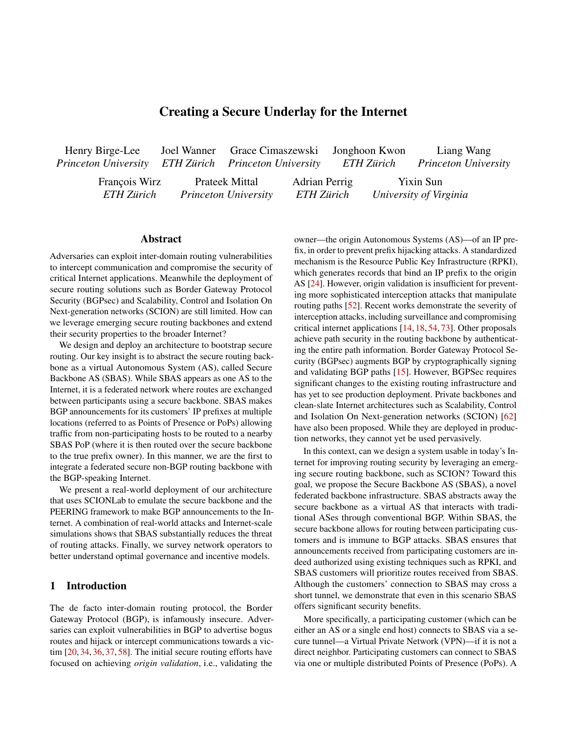# Creating a Secure Underlay for the Internet

Henry Birge-Lee
*Princeton University*

Joel Wanner
*ETH Zürich*

Grace Cimaszewski
*Princeton University*

Jonghoon Kwon
*ETH Zürich*

Liang Wang
*Princeton University*

François Wirz
*ETH Zürich*

Prateek Mittal
*Princeton University*

Adrian Perrig
*ETH Zürich*

Yixin Sun
*University of Virginia*

## Abstract

Adversaries can exploit inter-domain routing vulnerabilities to intercept communication and compromise the security of critical Internet applications. Meanwhile the deployment of secure routing solutions such as Border Gateway Protocol Security (BGPsec) and Scalability, Control and Isolation On Next-generation networks (SCION) are still limited. How can we leverage emerging secure routing backbones and extend their security properties to the broader Internet?

We design and deploy an architecture to bootstrap secure routing. Our key insight is to abstract the secure routing backbone as a virtual Autonomous System (AS), called Secure Backbone AS (SBAS). While SBAS appears as one AS to the Internet, it is a federated network where routes are exchanged between participants using a secure backbone. SBAS makes BGP announcements for its customers' IP prefixes at multiple locations (referred to as Points of Presence or PoPs) allowing traffic from non-participating hosts to be routed to a nearby SBAS PoP (where it is then routed over the secure backbone to the true prefix owner). In this manner, we are the first to integrate a federated secure non-BGP routing backbone with the BGP-speaking Internet.

We present a real-world deployment of our architecture that uses SCIONLab to emulate the secure backbone and the PEERING framework to make BGP announcements to the Internet. A combination of real-world attacks and Internet-scale simulations shows that SBAS substantially reduces the threat of routing attacks. Finally, we survey network operators to better understand optimal governance and incentive models.

## 1 Introduction

The de facto inter-domain routing protocol, the Border Gateway Protocol (BGP), is infamously insecure. Adversaries can exploit vulnerabilities in BGP to advertise bogus routes and hijack or intercept communications towards a victim [20, 34, 36, 37, 58]. The initial secure routing efforts have focused on achieving *origin validation*, i.e., validating the owner—the origin Autonomous Systems (AS)—of an IP prefix, in order to prevent prefix hijacking attacks. A standardized mechanism is the Resource Public Key Infrastructure (RPKI), which generates records that bind an IP prefix to the origin AS [24]. However, origin validation is insufficient for preventing more sophisticated interception attacks that manipulate routing paths [52]. Recent works demonstrate the severity of interception attacks, including surveillance and compromising critical internet applications [14, 18, 54, 73]. Other proposals achieve path security in the routing backbone by authenticating the entire path information. Border Gateway Protocol Security (BGPsec) augments BGP by cryptographically signing and validating BGP paths [15]. However, BGPSec requires significant changes to the existing routing infrastructure and has yet to see production deployment. Private backbones and clean-slate Internet architectures such as Scalability, Control and Isolation On Next-generation networks (SCION) [62] have also been proposed. While they are deployed in production networks, they cannot yet be used pervasively.

In this context, can we design a system usable in today's Internet for improving routing security by leveraging an emerging secure routing backbone, such as SCION? Toward this goal, we propose the Secure Backbone AS (SBAS), a novel federated backbone infrastructure. SBAS abstracts away the secure backbone as a virtual AS that interacts with traditional ASes through conventional BGP. Within SBAS, the secure backbone allows for routing between participating customers and is immune to BGP attacks. SBAS ensures that announcements received from participating customers are indeed authorized using existing techniques such as RPKI, and SBAS customers will prioritize routes received from SBAS. Although the customers' connection to SBAS may cross a short tunnel, we demonstrate that even in this scenario SBAS offers significant security benefits.

More specifically, a participating customer (which can be either an AS or a single end host) connects to SBAS via a secure tunnel—a Virtual Private Network (VPN)—if it is not a direct neighbor. Participating customers can connect to SBAS via one or multiple distributed Points of Presence (PoPs). A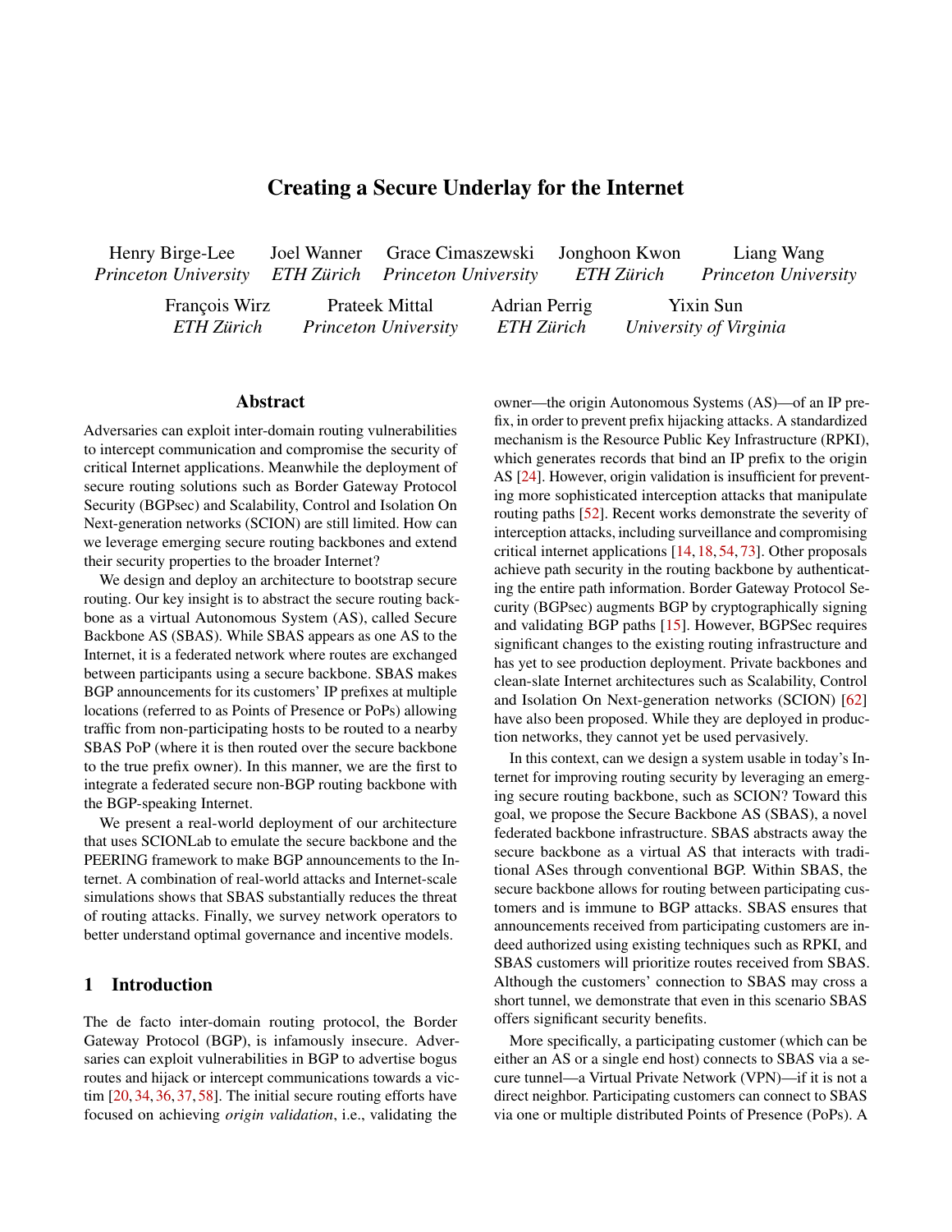# Creating a Secure Underlay for the Internet

Henry Birge-Lee
*Princeton University*

Joel Wanner
*ETH Zürich*

Grace Cimaszewski
*Princeton University*

Jonghoon Kwon
*ETH Zürich*

Liang Wang
*Princeton University*

François Wirz
*ETH Zürich*

Prateek Mittal
*Princeton University*

Adrian Perrig
*ETH Zürich*

Yixin Sun
*University of Virginia*

## Abstract

Adversaries can exploit inter-domain routing vulnerabilities to intercept communication and compromise the security of critical Internet applications. Meanwhile the deployment of secure routing solutions such as Border Gateway Protocol Security (BGPsec) and Scalability, Control and Isolation On Next-generation networks (SCION) are still limited. How can we leverage emerging secure routing backbones and extend their security properties to the broader Internet?

We design and deploy an architecture to bootstrap secure routing. Our key insight is to abstract the secure routing backbone as a virtual Autonomous System (AS), called Secure Backbone AS (SBAS). While SBAS appears as one AS to the Internet, it is a federated network where routes are exchanged between participants using a secure backbone. SBAS makes BGP announcements for its customers' IP prefixes at multiple locations (referred to as Points of Presence or PoPs) allowing traffic from non-participating hosts to be routed to a nearby SBAS PoP (where it is then routed over the secure backbone to the true prefix owner). In this manner, we are the first to integrate a federated secure non-BGP routing backbone with the BGP-speaking Internet.

We present a real-world deployment of our architecture that uses SCIONLab to emulate the secure backbone and the PEERING framework to make BGP announcements to the Internet. A combination of real-world attacks and Internet-scale simulations shows that SBAS substantially reduces the threat of routing attacks. Finally, we survey network operators to better understand optimal governance and incentive models.

## 1 Introduction

The de facto inter-domain routing protocol, the Border Gateway Protocol (BGP), is infamously insecure. Adversaries can exploit vulnerabilities in BGP to advertise bogus routes and hijack or intercept communications towards a victim [20, 34, 36, 37, 58]. The initial secure routing efforts have focused on achieving *origin validation*, i.e., validating the owner—the origin Autonomous Systems (AS)—of an IP prefix, in order to prevent prefix hijacking attacks. A standardized mechanism is the Resource Public Key Infrastructure (RPKI), which generates records that bind an IP prefix to the origin AS [24]. However, origin validation is insufficient for preventing more sophisticated interception attacks that manipulate routing paths [52]. Recent works demonstrate the severity of interception attacks, including surveillance and compromising critical internet applications [14, 18, 54, 73]. Other proposals achieve path security in the routing backbone by authenticating the entire path information. Border Gateway Protocol Security (BGPsec) augments BGP by cryptographically signing and validating BGP paths [15]. However, BGPSec requires significant changes to the existing routing infrastructure and has yet to see production deployment. Private backbones and clean-slate Internet architectures such as Scalability, Control and Isolation On Next-generation networks (SCION) [62] have also been proposed. While they are deployed in production networks, they cannot yet be used pervasively.

In this context, can we design a system usable in today's Internet for improving routing security by leveraging an emerging secure routing backbone, such as SCION? Toward this goal, we propose the Secure Backbone AS (SBAS), a novel federated backbone infrastructure. SBAS abstracts away the secure backbone as a virtual AS that interacts with traditional ASes through conventional BGP. Within SBAS, the secure backbone allows for routing between participating customers and is immune to BGP attacks. SBAS ensures that announcements received from participating customers are indeed authorized using existing techniques such as RPKI, and SBAS customers will prioritize routes received from SBAS. Although the customers' connection to SBAS may cross a short tunnel, we demonstrate that even in this scenario SBAS offers significant security benefits.

More specifically, a participating customer (which can be either an AS or a single end host) connects to SBAS via a secure tunnel—a Virtual Private Network (VPN)—if it is not a direct neighbor. Participating customers can connect to SBAS via one or multiple distributed Points of Presence (PoPs). A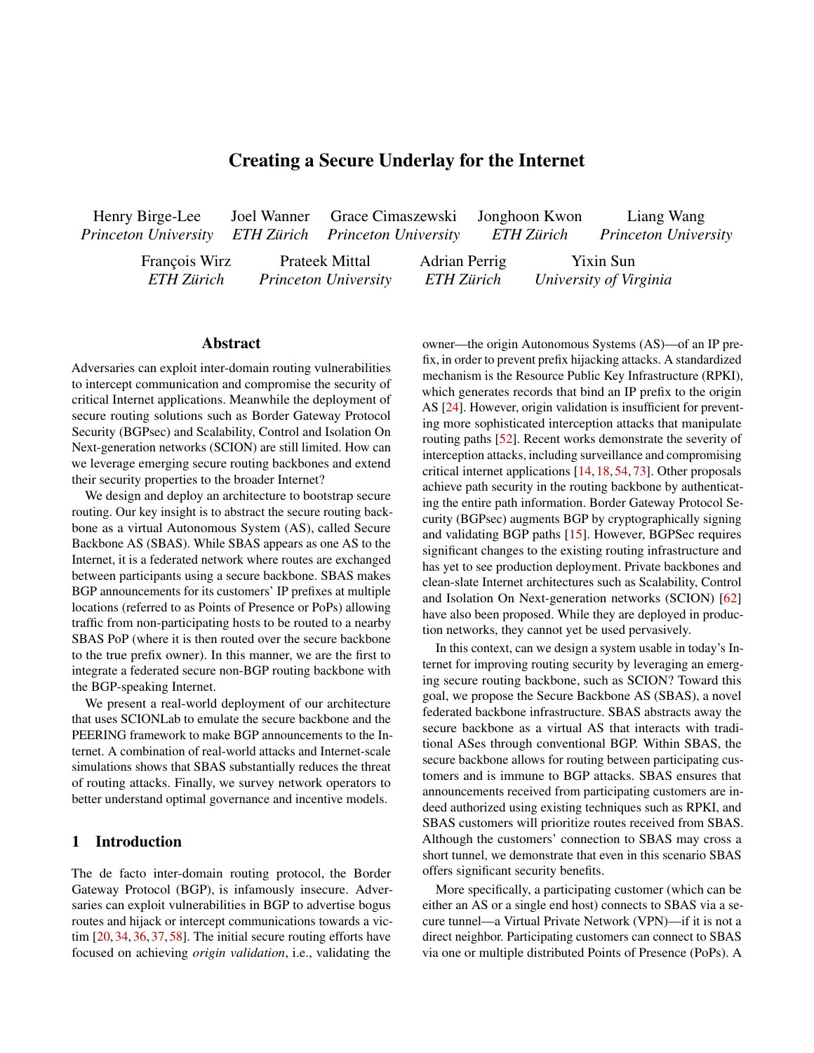# Creating a Secure Underlay for the Internet

Henry Birge-Lee *Princeton University* | Joel Wanner *ETH Zürich* | Grace Cimaszewski *Princeton University* | Jonghoon Kwon *ETH Zürich* | Liang Wang *Princeton University*

François Wirz *ETH Zürich* | Prateek Mittal *Princeton University* | Adrian Perrig *ETH Zürich* | Yixin Sun *University of Virginia*

## Abstract

Adversaries can exploit inter-domain routing vulnerabilities to intercept communication and compromise the security of critical Internet applications. Meanwhile the deployment of secure routing solutions such as Border Gateway Protocol Security (BGPsec) and Scalability, Control and Isolation On Next-generation networks (SCION) are still limited. How can we leverage emerging secure routing backbones and extend their security properties to the broader Internet?

We design and deploy an architecture to bootstrap secure routing. Our key insight is to abstract the secure routing backbone as a virtual Autonomous System (AS), called Secure Backbone AS (SBAS). While SBAS appears as one AS to the Internet, it is a federated network where routes are exchanged between participants using a secure backbone. SBAS makes BGP announcements for its customers' IP prefixes at multiple locations (referred to as Points of Presence or PoPs) allowing traffic from non-participating hosts to be routed to a nearby SBAS PoP (where it is then routed over the secure backbone to the true prefix owner). In this manner, we are the first to integrate a federated secure non-BGP routing backbone with the BGP-speaking Internet.

We present a real-world deployment of our architecture that uses SCIONLab to emulate the secure backbone and the PEERING framework to make BGP announcements to the Internet. A combination of real-world attacks and Internet-scale simulations shows that SBAS substantially reduces the threat of routing attacks. Finally, we survey network operators to better understand optimal governance and incentive models.

## 1 Introduction

The de facto inter-domain routing protocol, the Border Gateway Protocol (BGP), is infamously insecure. Adversaries can exploit vulnerabilities in BGP to advertise bogus routes and hijack or intercept communications towards a victim [20, 34, 36, 37, 58]. The initial secure routing efforts have focused on achieving *origin validation*, i.e., validating the owner—the origin Autonomous Systems (AS)—of an IP prefix, in order to prevent prefix hijacking attacks. A standardized mechanism is the Resource Public Key Infrastructure (RPKI), which generates records that bind an IP prefix to the origin AS [24]. However, origin validation is insufficient for preventing more sophisticated interception attacks that manipulate routing paths [52]. Recent works demonstrate the severity of interception attacks, including surveillance and compromising critical internet applications [14, 18, 54, 73]. Other proposals achieve path security in the routing backbone by authenticating the entire path information. Border Gateway Protocol Security (BGPsec) augments BGP by cryptographically signing and validating BGP paths [15]. However, BGPSec requires significant changes to the existing routing infrastructure and has yet to see production deployment. Private backbones and clean-slate Internet architectures such as Scalability, Control and Isolation On Next-generation networks (SCION) [62] have also been proposed. While they are deployed in production networks, they cannot yet be used pervasively.

In this context, can we design a system usable in today's Internet for improving routing security by leveraging an emerging secure routing backbone, such as SCION? Toward this goal, we propose the Secure Backbone AS (SBAS), a novel federated backbone infrastructure. SBAS abstracts away the secure backbone as a virtual AS that interacts with traditional ASes through conventional BGP. Within SBAS, the secure backbone allows for routing between participating customers and is immune to BGP attacks. SBAS ensures that announcements received from participating customers are indeed authorized using existing techniques such as RPKI, and SBAS customers will prioritize routes received from SBAS. Although the customers' connection to SBAS may cross a short tunnel, we demonstrate that even in this scenario SBAS offers significant security benefits.

More specifically, a participating customer (which can be either an AS or a single end host) connects to SBAS via a secure tunnel—a Virtual Private Network (VPN)—if it is not a direct neighbor. Participating customers can connect to SBAS via one or multiple distributed Points of Presence (PoPs). A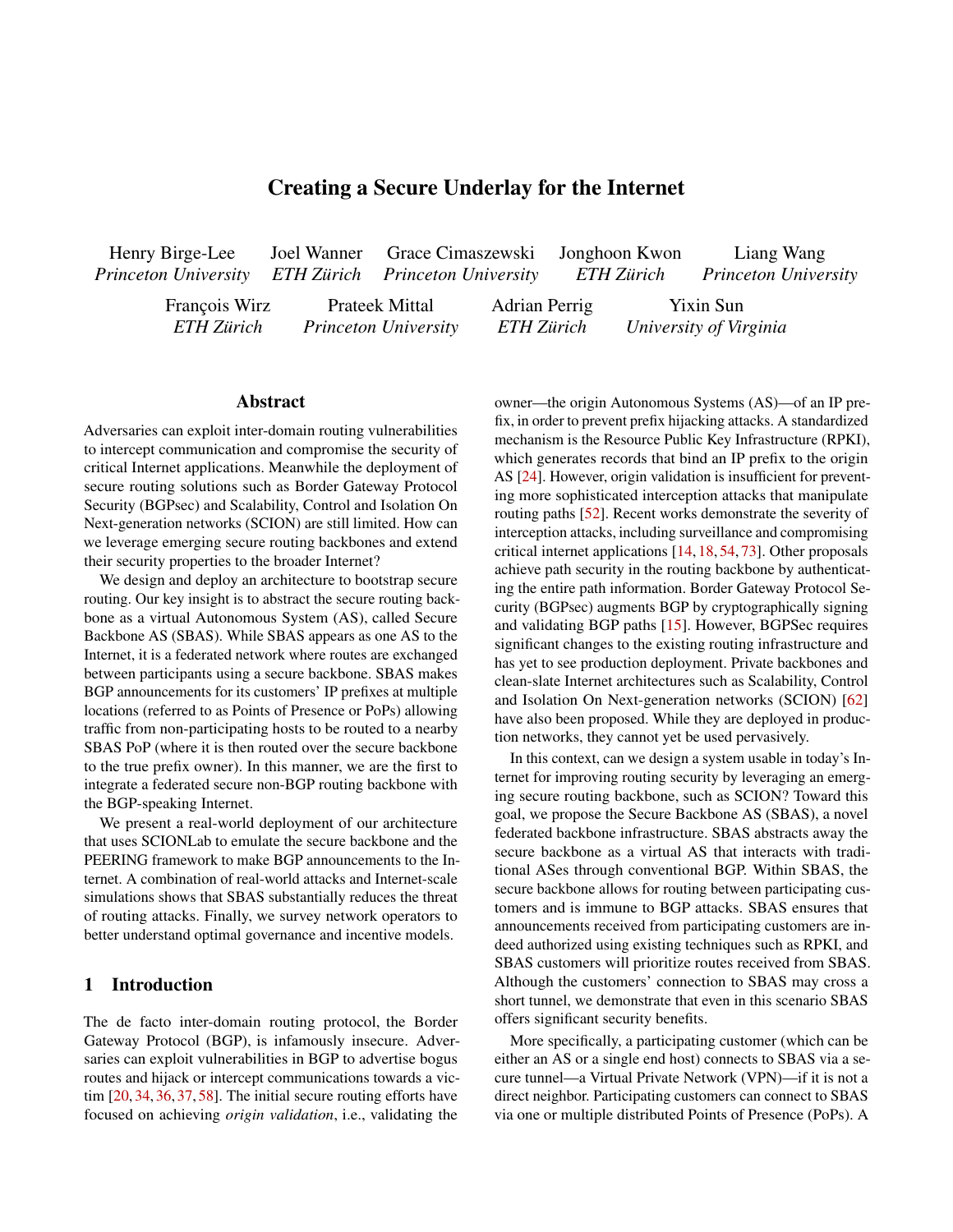# Creating a Secure Underlay for the Internet

Henry Birge-Lee *Princeton University*

Joel Wanner *ETH Zürich*

Grace Cimaszewski *Princeton University*

Jonghoon Kwon *ETH Zürich*

Liang Wang *Princeton University*

François Wirz *ETH Zürich*

Prateek Mittal *Princeton University*

Adrian Perrig *ETH Zürich*

Yixin Sun *University of Virginia*

## Abstract

Adversaries can exploit inter-domain routing vulnerabilities to intercept communication and compromise the security of critical Internet applications. Meanwhile the deployment of secure routing solutions such as Border Gateway Protocol Security (BGPsec) and Scalability, Control and Isolation On Next-generation networks (SCION) are still limited. How can we leverage emerging secure routing backbones and extend their security properties to the broader Internet?

We design and deploy an architecture to bootstrap secure routing. Our key insight is to abstract the secure routing backbone as a virtual Autonomous System (AS), called Secure Backbone AS (SBAS). While SBAS appears as one AS to the Internet, it is a federated network where routes are exchanged between participants using a secure backbone. SBAS makes BGP announcements for its customers' IP prefixes at multiple locations (referred to as Points of Presence or PoPs) allowing traffic from non-participating hosts to be routed to a nearby SBAS PoP (where it is then routed over the secure backbone to the true prefix owner). In this manner, we are the first to integrate a federated secure non-BGP routing backbone with the BGP-speaking Internet.

We present a real-world deployment of our architecture that uses SCIONLab to emulate the secure backbone and the PEERING framework to make BGP announcements to the Internet. A combination of real-world attacks and Internet-scale simulations shows that SBAS substantially reduces the threat of routing attacks. Finally, we survey network operators to better understand optimal governance and incentive models.

## 1 Introduction

The de facto inter-domain routing protocol, the Border Gateway Protocol (BGP), is infamously insecure. Adversaries can exploit vulnerabilities in BGP to advertise bogus routes and hijack or intercept communications towards a victim [20, 34, 36, 37, 58]. The initial secure routing efforts have focused on achieving *origin validation*, i.e., validating the owner—the origin Autonomous Systems (AS)—of an IP prefix, in order to prevent prefix hijacking attacks. A standardized mechanism is the Resource Public Key Infrastructure (RPKI), which generates records that bind an IP prefix to the origin AS [24]. However, origin validation is insufficient for preventing more sophisticated interception attacks that manipulate routing paths [52]. Recent works demonstrate the severity of interception attacks, including surveillance and compromising critical internet applications [14, 18, 54, 73]. Other proposals achieve path security in the routing backbone by authenticating the entire path information. Border Gateway Protocol Security (BGPsec) augments BGP by cryptographically signing and validating BGP paths [15]. However, BGPSec requires significant changes to the existing routing infrastructure and has yet to see production deployment. Private backbones and clean-slate Internet architectures such as Scalability, Control and Isolation On Next-generation networks (SCION) [62] have also been proposed. While they are deployed in production networks, they cannot yet be used pervasively.

In this context, can we design a system usable in today's Internet for improving routing security by leveraging an emerging secure routing backbone, such as SCION? Toward this goal, we propose the Secure Backbone AS (SBAS), a novel federated backbone infrastructure. SBAS abstracts away the secure backbone as a virtual AS that interacts with traditional ASes through conventional BGP. Within SBAS, the secure backbone allows for routing between participating customers and is immune to BGP attacks. SBAS ensures that announcements received from participating customers are indeed authorized using existing techniques such as RPKI, and SBAS customers will prioritize routes received from SBAS. Although the customers' connection to SBAS may cross a short tunnel, we demonstrate that even in this scenario SBAS offers significant security benefits.

More specifically, a participating customer (which can be either an AS or a single end host) connects to SBAS via a secure tunnel—a Virtual Private Network (VPN)—if it is not a direct neighbor. Participating customers can connect to SBAS via one or multiple distributed Points of Presence (PoPs). A